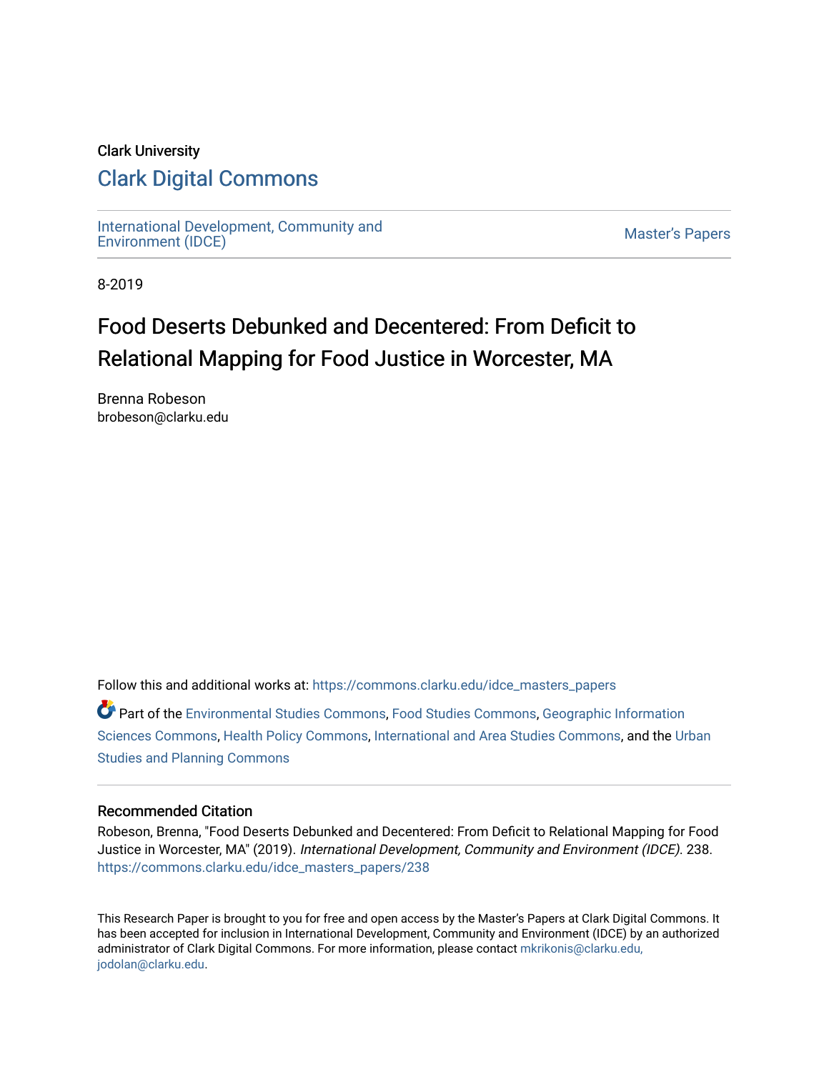Clark University

# Clark Digital Commons

International Development, Community and Environment (IDCE)

Master's Papers

8-2019

## Food Deserts Debunked and Decentered: From Deficit to Relational Mapping for Food Justice in Worcester, MA

Brenna Robeson
brobeson@clarku.edu

Follow this and additional works at: https://commons.clarku.edu/idce_masters_papers

Part of the Environmental Studies Commons, Food Studies Commons, Geographic Information Sciences Commons, Health Policy Commons, International and Area Studies Commons, and the Urban Studies and Planning Commons

### Recommended Citation

Robeson, Brenna, "Food Deserts Debunked and Decentered: From Deficit to Relational Mapping for Food Justice in Worcester, MA" (2019). *International Development, Community and Environment (IDCE)*. 238.
https://commons.clarku.edu/idce_masters_papers/238

This Research Paper is brought to you for free and open access by the Master's Papers at Clark Digital Commons. It has been accepted for inclusion in International Development, Community and Environment (IDCE) by an authorized administrator of Clark Digital Commons. For more information, please contact mkrikonis@clarku.edu, jodolan@clarku.edu.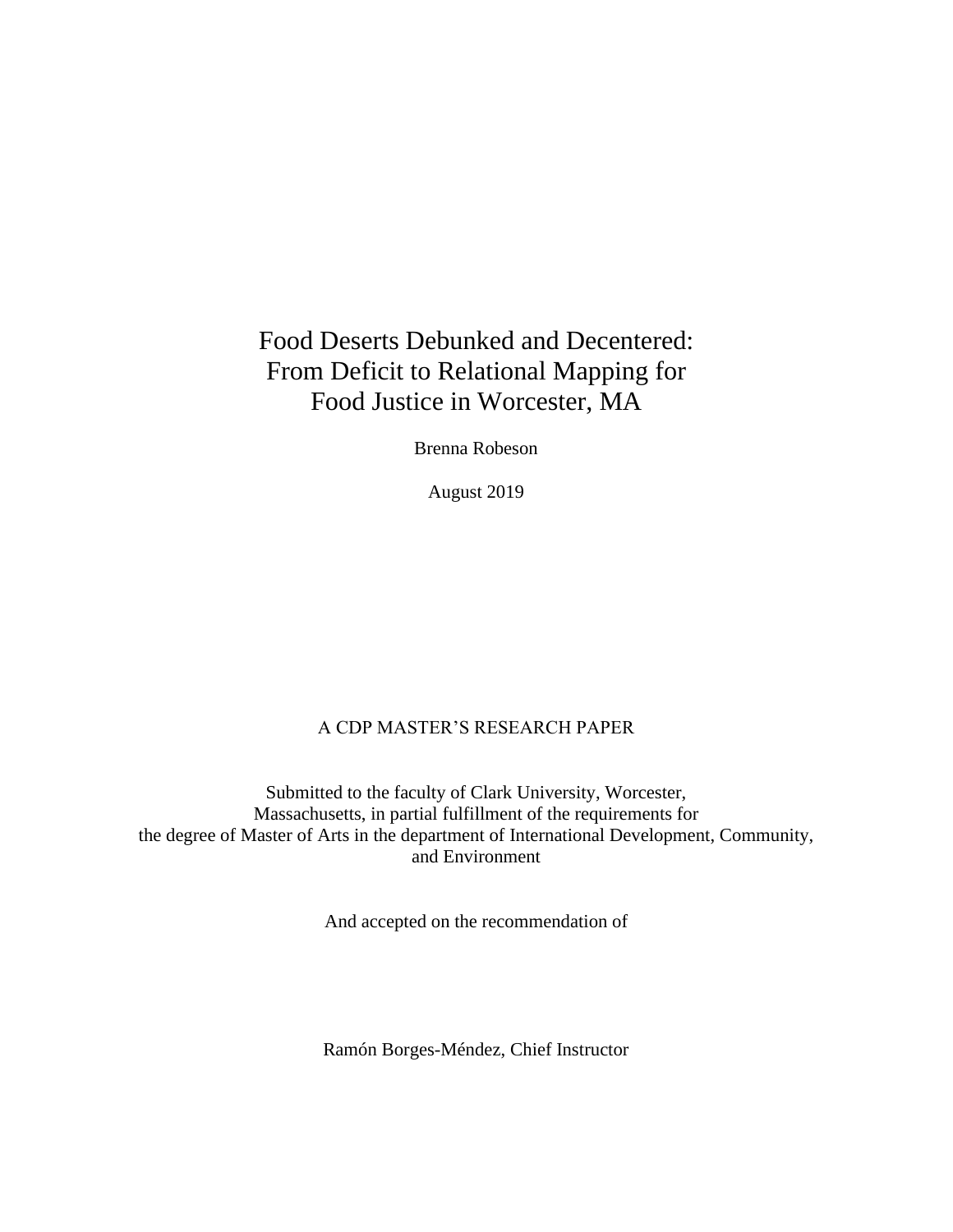# Food Deserts Debunked and Decentered: From Deficit to Relational Mapping for Food Justice in Worcester, MA

Brenna Robeson

August 2019

A CDP MASTER'S RESEARCH PAPER

Submitted to the faculty of Clark University, Worcester, Massachusetts, in partial fulfillment of the requirements for the degree of Master of Arts in the department of International Development, Community, and Environment

And accepted on the recommendation of

Ramón Borges-Méndez, Chief Instructor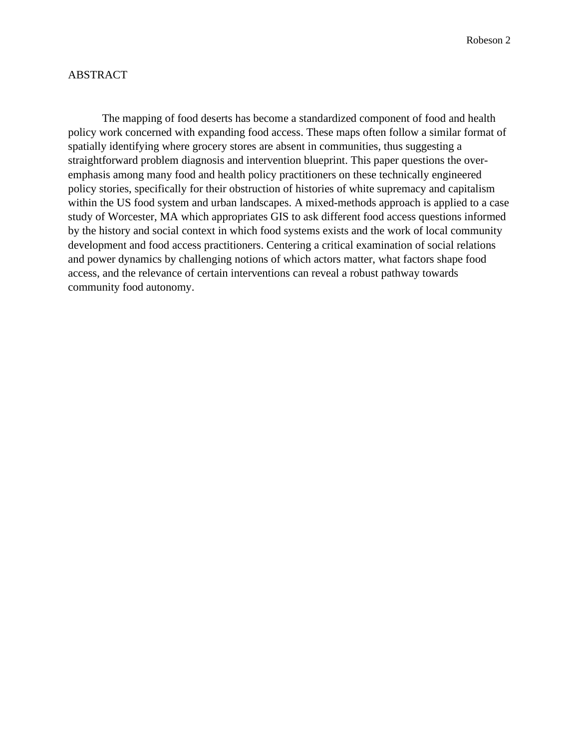## ABSTRACT

The mapping of food deserts has become a standardized component of food and health policy work concerned with expanding food access. These maps often follow a similar format of spatially identifying where grocery stores are absent in communities, thus suggesting a straightforward problem diagnosis and intervention blueprint. This paper questions the over-emphasis among many food and health policy practitioners on these technically engineered policy stories, specifically for their obstruction of histories of white supremacy and capitalism within the US food system and urban landscapes. A mixed-methods approach is applied to a case study of Worcester, MA which appropriates GIS to ask different food access questions informed by the history and social context in which food systems exists and the work of local community development and food access practitioners. Centering a critical examination of social relations and power dynamics by challenging notions of which actors matter, what factors shape food access, and the relevance of certain interventions can reveal a robust pathway towards community food autonomy.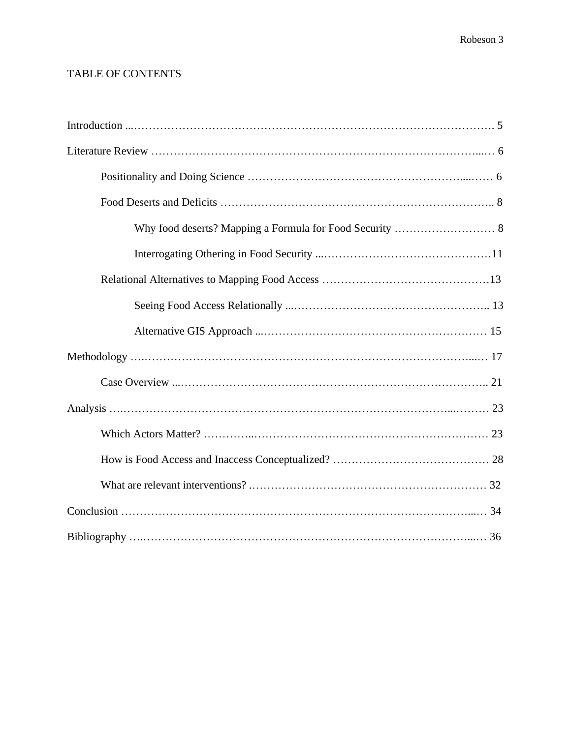# TABLE OF CONTENTS

Introduction ........................................................................................................ 5

Literature Review ................................................................................................ 6

  Positionality and Doing Science ...................................................................... 6

  Food Deserts and Deficits ................................................................................ 8

    Why food deserts? Mapping a Formula for Food Security ............................ 8

    Interrogating Othering in Food Security ..................................................... 11

  Relational Alternatives to Mapping Food Access ........................................... 13

    Seeing Food Access Relationally ................................................................. 13

    Alternative GIS Approach ........................................................................... 15

Methodology ....................................................................................................... 17

  Case Overview ................................................................................................ 21

Analysis .............................................................................................................. 23

  Which Actors Matter? ..................................................................................... 23

  How is Food Access and Inaccess Conceptualized? ....................................... 28

  What are relevant interventions? .................................................................... 32

Conclusion .......................................................................................................... 34

Bibliography ....................................................................................................... 36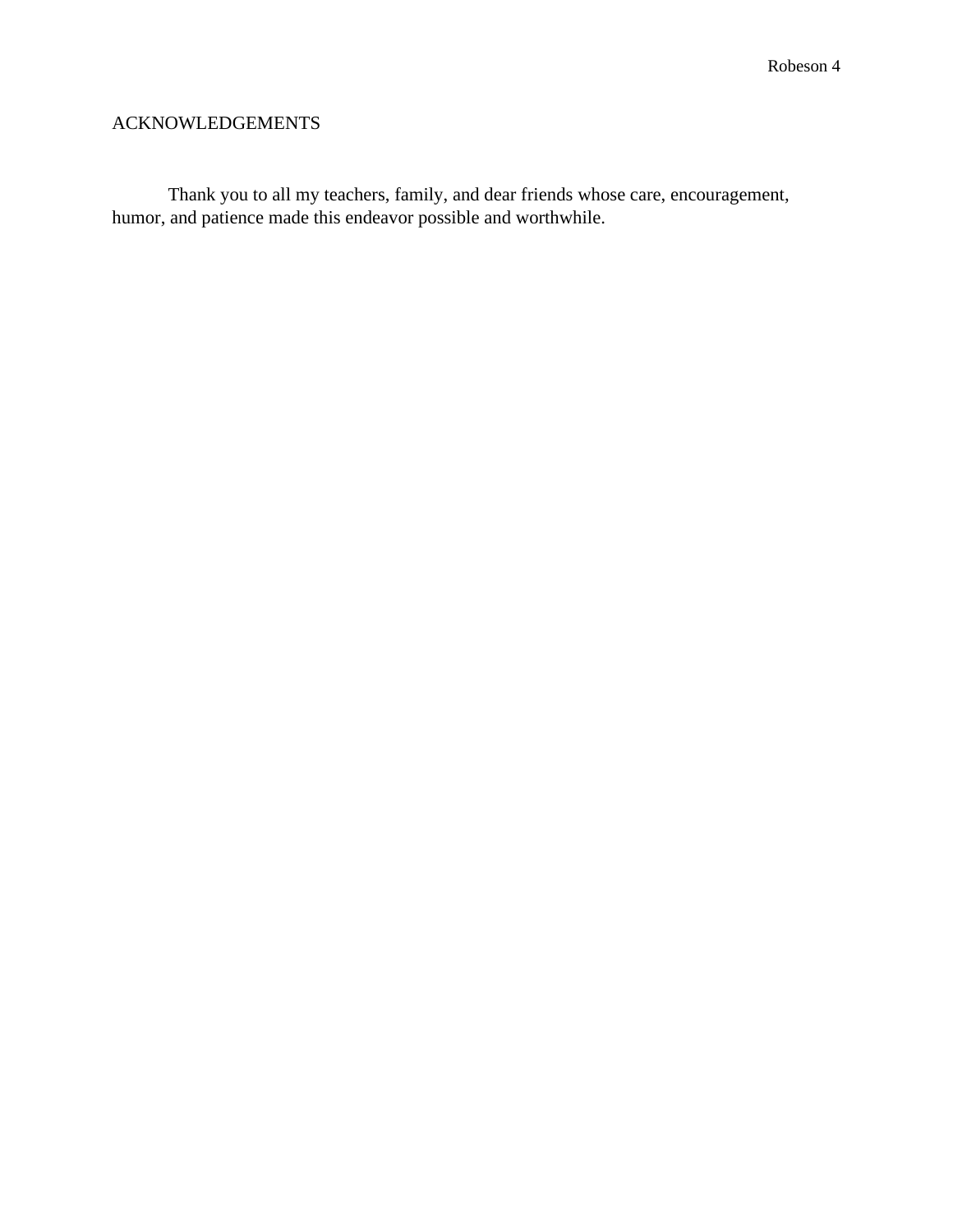# ACKNOWLEDGEMENTS

Thank you to all my teachers, family, and dear friends whose care, encouragement, humor, and patience made this endeavor possible and worthwhile.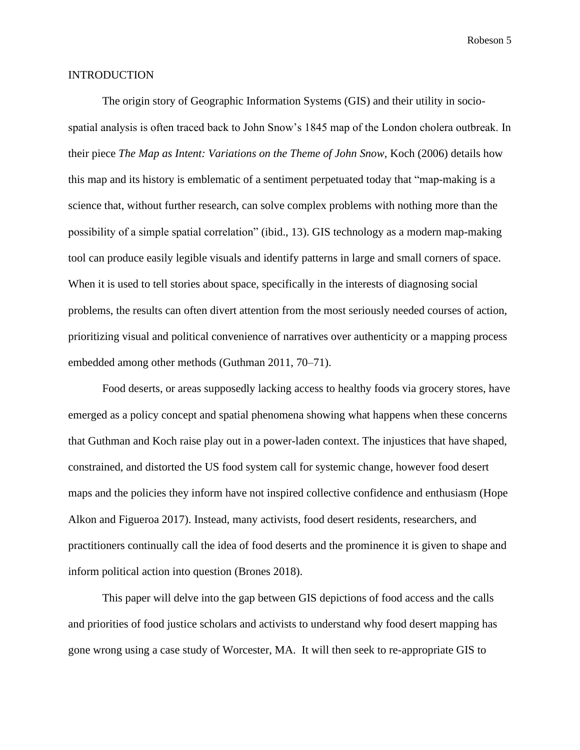## INTRODUCTION

The origin story of Geographic Information Systems (GIS) and their utility in socio-spatial analysis is often traced back to John Snow's 1845 map of the London cholera outbreak. In their piece *The Map as Intent: Variations on the Theme of John Snow*, Koch (2006) details how this map and its history is emblematic of a sentiment perpetuated today that "map-making is a science that, without further research, can solve complex problems with nothing more than the possibility of a simple spatial correlation" (ibid., 13). GIS technology as a modern map-making tool can produce easily legible visuals and identify patterns in large and small corners of space. When it is used to tell stories about space, specifically in the interests of diagnosing social problems, the results can often divert attention from the most seriously needed courses of action, prioritizing visual and political convenience of narratives over authenticity or a mapping process embedded among other methods (Guthman 2011, 70–71).

Food deserts, or areas supposedly lacking access to healthy foods via grocery stores, have emerged as a policy concept and spatial phenomena showing what happens when these concerns that Guthman and Koch raise play out in a power-laden context. The injustices that have shaped, constrained, and distorted the US food system call for systemic change, however food desert maps and the policies they inform have not inspired collective confidence and enthusiasm (Hope Alkon and Figueroa 2017). Instead, many activists, food desert residents, researchers, and practitioners continually call the idea of food deserts and the prominence it is given to shape and inform political action into question (Brones 2018).

This paper will delve into the gap between GIS depictions of food access and the calls and priorities of food justice scholars and activists to understand why food desert mapping has gone wrong using a case study of Worcester, MA. It will then seek to re-appropriate GIS to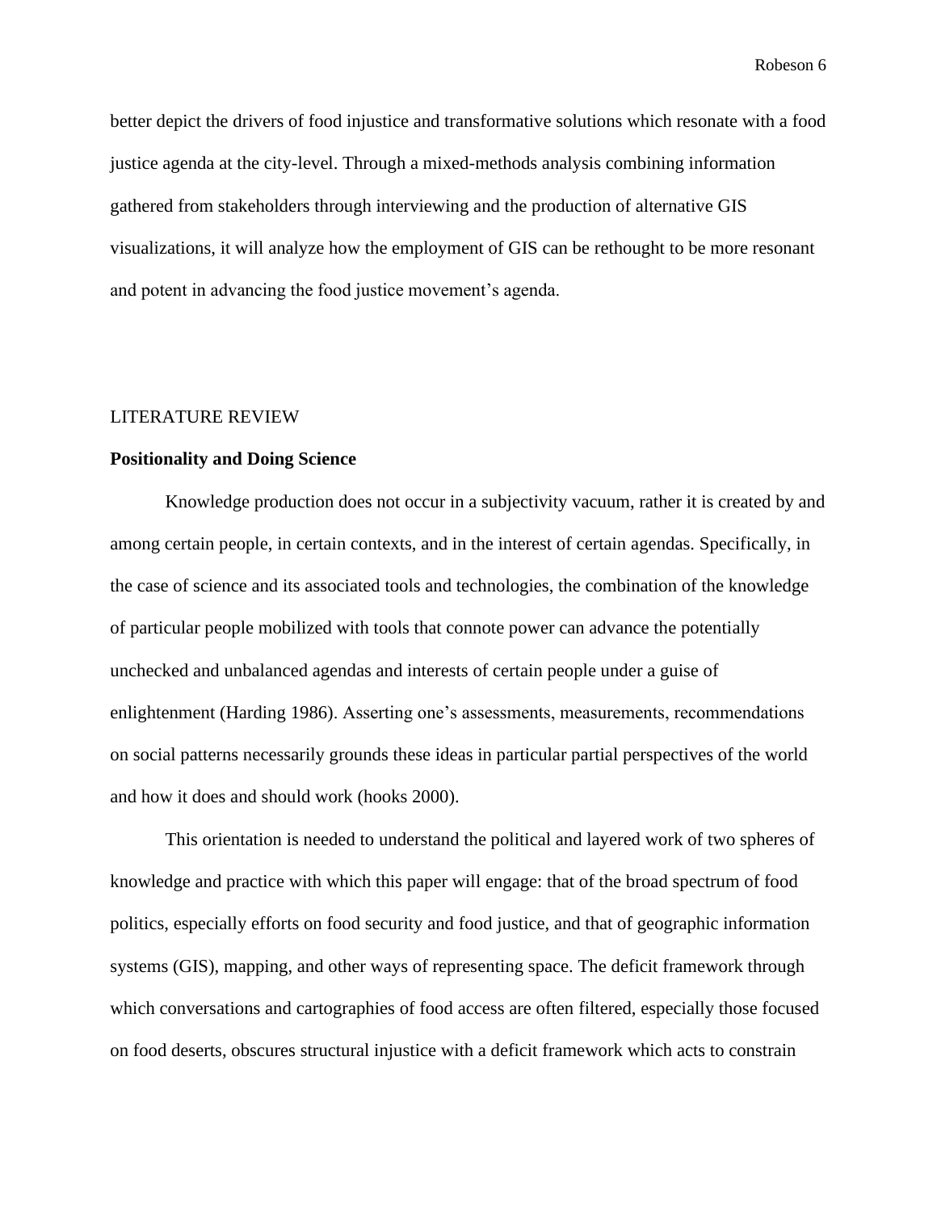better depict the drivers of food injustice and transformative solutions which resonate with a food justice agenda at the city-level. Through a mixed-methods analysis combining information gathered from stakeholders through interviewing and the production of alternative GIS visualizations, it will analyze how the employment of GIS can be rethought to be more resonant and potent in advancing the food justice movement's agenda.

## LITERATURE REVIEW

### Positionality and Doing Science

Knowledge production does not occur in a subjectivity vacuum, rather it is created by and among certain people, in certain contexts, and in the interest of certain agendas. Specifically, in the case of science and its associated tools and technologies, the combination of the knowledge of particular people mobilized with tools that connote power can advance the potentially unchecked and unbalanced agendas and interests of certain people under a guise of enlightenment (Harding 1986). Asserting one's assessments, measurements, recommendations on social patterns necessarily grounds these ideas in particular partial perspectives of the world and how it does and should work (hooks 2000).

This orientation is needed to understand the political and layered work of two spheres of knowledge and practice with which this paper will engage: that of the broad spectrum of food politics, especially efforts on food security and food justice, and that of geographic information systems (GIS), mapping, and other ways of representing space. The deficit framework through which conversations and cartographies of food access are often filtered, especially those focused on food deserts, obscures structural injustice with a deficit framework which acts to constrain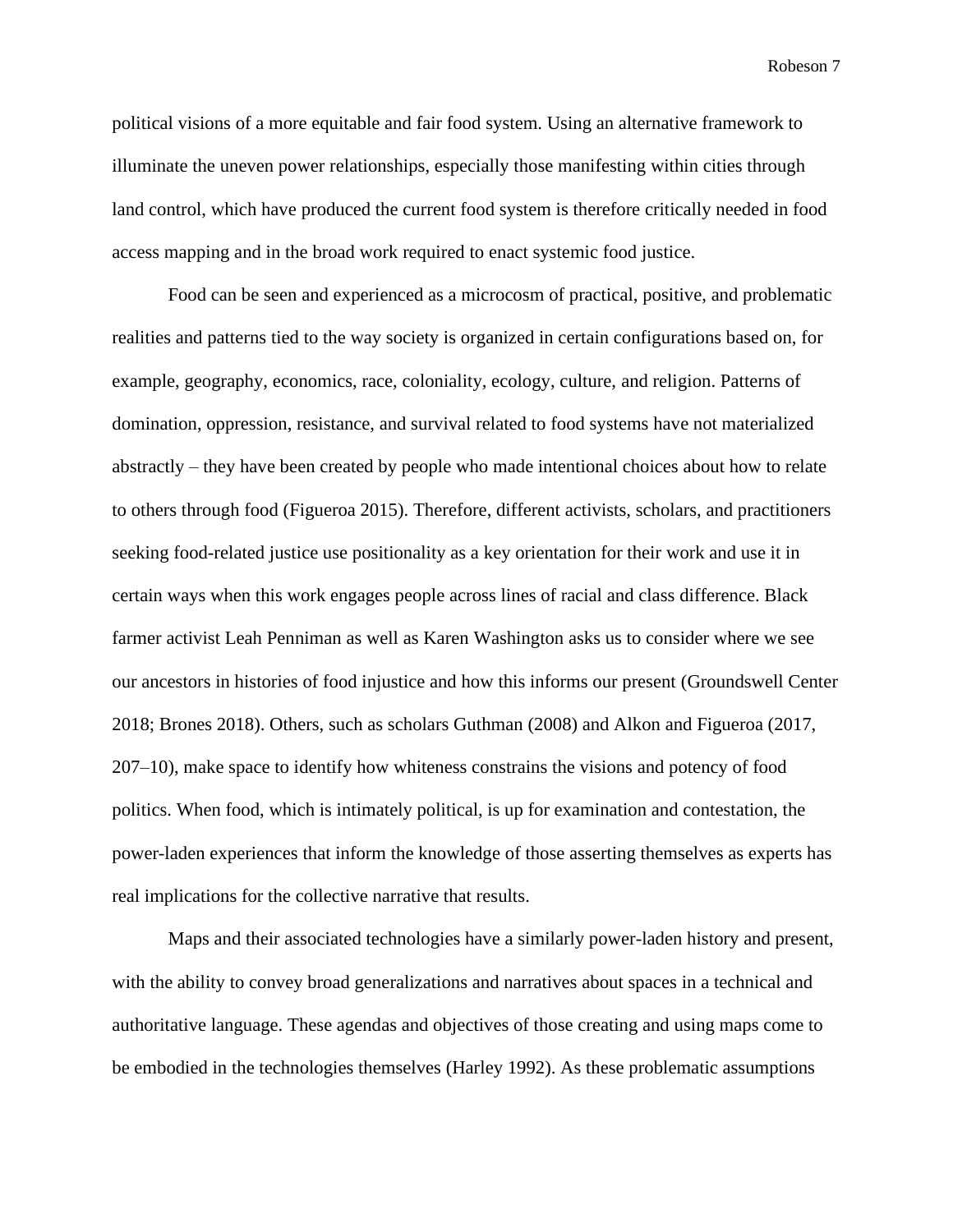political visions of a more equitable and fair food system. Using an alternative framework to illuminate the uneven power relationships, especially those manifesting within cities through land control, which have produced the current food system is therefore critically needed in food access mapping and in the broad work required to enact systemic food justice.

Food can be seen and experienced as a microcosm of practical, positive, and problematic realities and patterns tied to the way society is organized in certain configurations based on, for example, geography, economics, race, coloniality, ecology, culture, and religion. Patterns of domination, oppression, resistance, and survival related to food systems have not materialized abstractly – they have been created by people who made intentional choices about how to relate to others through food (Figueroa 2015). Therefore, different activists, scholars, and practitioners seeking food-related justice use positionality as a key orientation for their work and use it in certain ways when this work engages people across lines of racial and class difference. Black farmer activist Leah Penniman as well as Karen Washington asks us to consider where we see our ancestors in histories of food injustice and how this informs our present (Groundswell Center 2018; Brones 2018). Others, such as scholars Guthman (2008) and Alkon and Figueroa (2017, 207–10), make space to identify how whiteness constrains the visions and potency of food politics. When food, which is intimately political, is up for examination and contestation, the power-laden experiences that inform the knowledge of those asserting themselves as experts has real implications for the collective narrative that results.

Maps and their associated technologies have a similarly power-laden history and present, with the ability to convey broad generalizations and narratives about spaces in a technical and authoritative language. These agendas and objectives of those creating and using maps come to be embodied in the technologies themselves (Harley 1992). As these problematic assumptions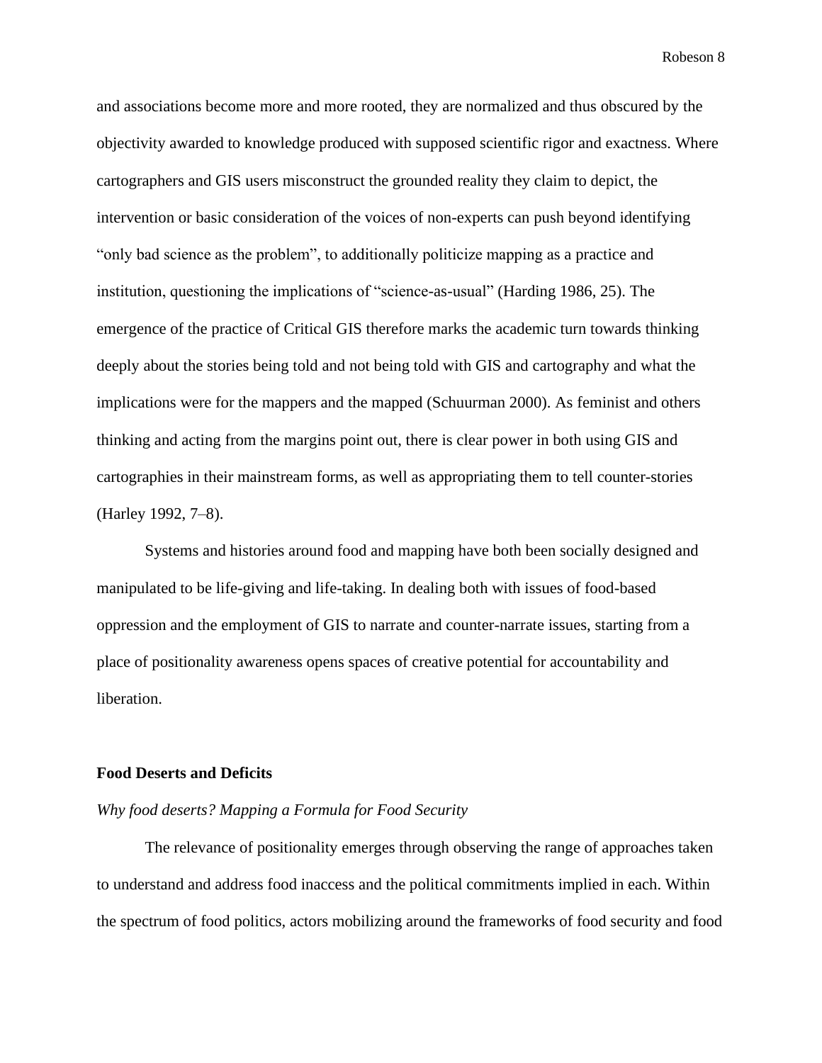and associations become more and more rooted, they are normalized and thus obscured by the objectivity awarded to knowledge produced with supposed scientific rigor and exactness. Where cartographers and GIS users misconstruct the grounded reality they claim to depict, the intervention or basic consideration of the voices of non-experts can push beyond identifying "only bad science as the problem", to additionally politicize mapping as a practice and institution, questioning the implications of "science-as-usual" (Harding 1986, 25). The emergence of the practice of Critical GIS therefore marks the academic turn towards thinking deeply about the stories being told and not being told with GIS and cartography and what the implications were for the mappers and the mapped (Schuurman 2000). As feminist and others thinking and acting from the margins point out, there is clear power in both using GIS and cartographies in their mainstream forms, as well as appropriating them to tell counter-stories (Harley 1992, 7–8).

Systems and histories around food and mapping have both been socially designed and manipulated to be life-giving and life-taking. In dealing both with issues of food-based oppression and the employment of GIS to narrate and counter-narrate issues, starting from a place of positionality awareness opens spaces of creative potential for accountability and liberation.

## Food Deserts and Deficits

### *Why food deserts? Mapping a Formula for Food Security*

The relevance of positionality emerges through observing the range of approaches taken to understand and address food inaccess and the political commitments implied in each. Within the spectrum of food politics, actors mobilizing around the frameworks of food security and food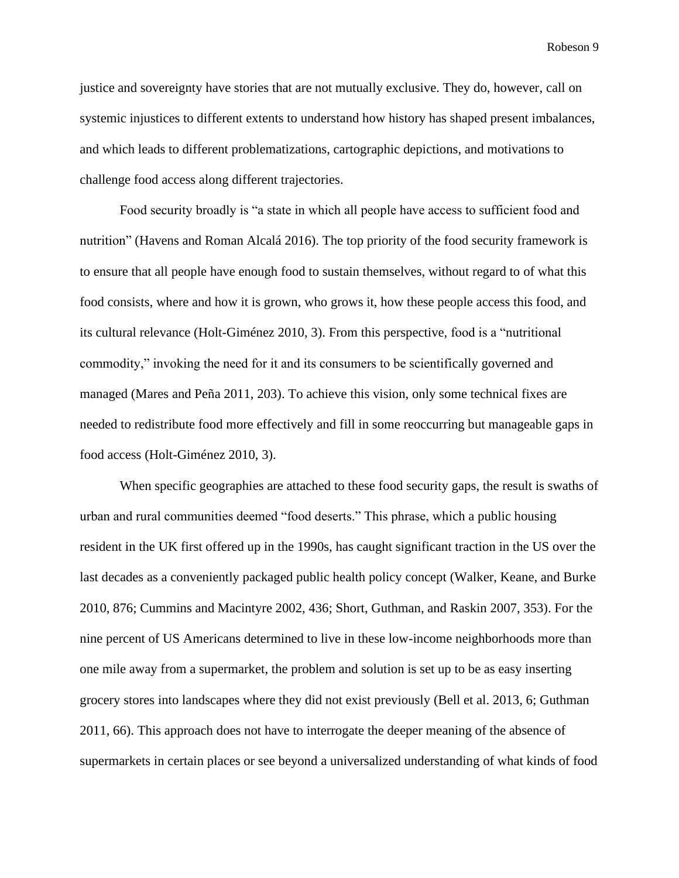justice and sovereignty have stories that are not mutually exclusive. They do, however, call on systemic injustices to different extents to understand how history has shaped present imbalances, and which leads to different problematizations, cartographic depictions, and motivations to challenge food access along different trajectories.

Food security broadly is “a state in which all people have access to sufficient food and nutrition” (Havens and Roman Alcalá 2016). The top priority of the food security framework is to ensure that all people have enough food to sustain themselves, without regard to of what this food consists, where and how it is grown, who grows it, how these people access this food, and its cultural relevance (Holt-Giménez 2010, 3). From this perspective, food is a “nutritional commodity,” invoking the need for it and its consumers to be scientifically governed and managed (Mares and Peña 2011, 203). To achieve this vision, only some technical fixes are needed to redistribute food more effectively and fill in some reoccurring but manageable gaps in food access (Holt-Giménez 2010, 3).

When specific geographies are attached to these food security gaps, the result is swaths of urban and rural communities deemed “food deserts.” This phrase, which a public housing resident in the UK first offered up in the 1990s, has caught significant traction in the US over the last decades as a conveniently packaged public health policy concept (Walker, Keane, and Burke 2010, 876; Cummins and Macintyre 2002, 436; Short, Guthman, and Raskin 2007, 353). For the nine percent of US Americans determined to live in these low-income neighborhoods more than one mile away from a supermarket, the problem and solution is set up to be as easy inserting grocery stores into landscapes where they did not exist previously (Bell et al. 2013, 6; Guthman 2011, 66). This approach does not have to interrogate the deeper meaning of the absence of supermarkets in certain places or see beyond a universalized understanding of what kinds of food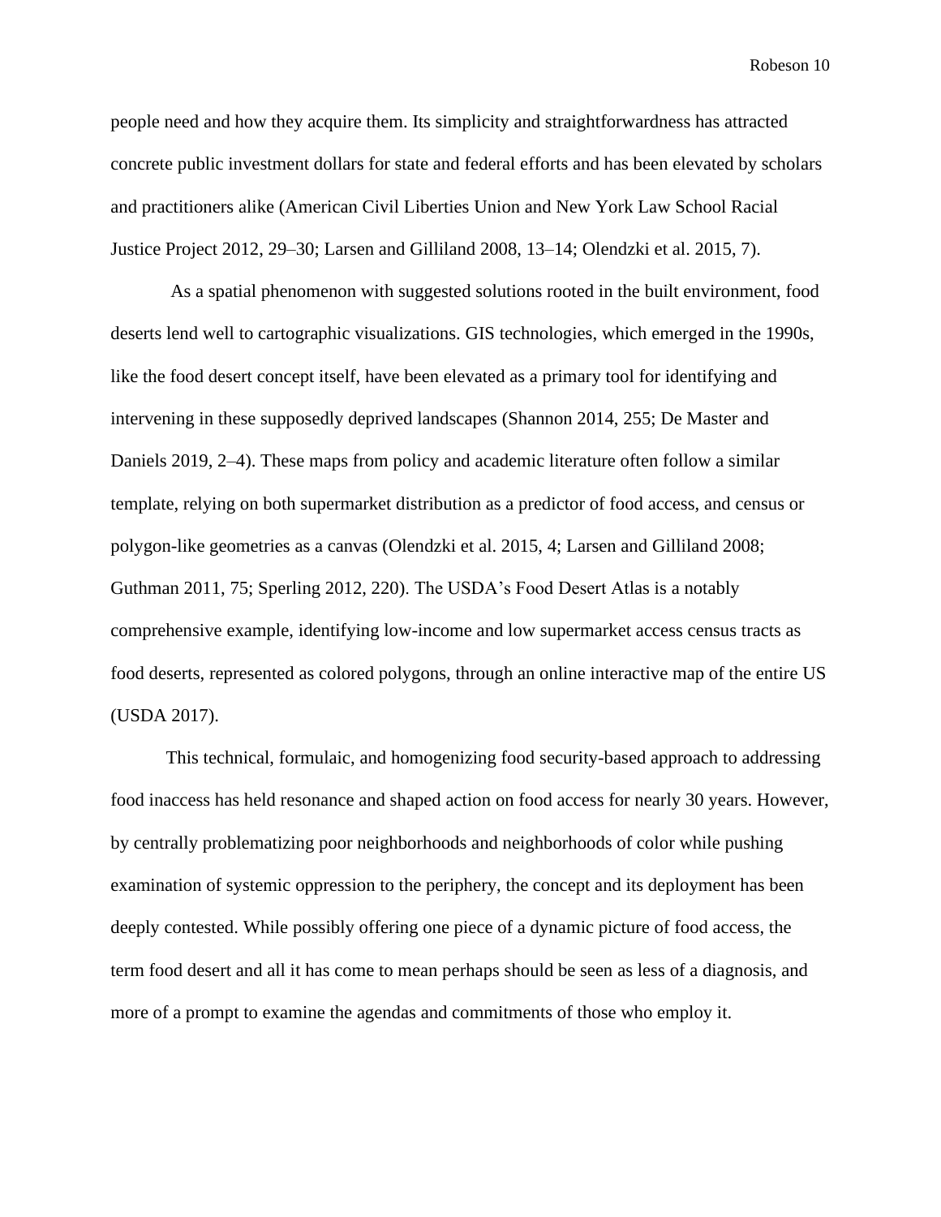people need and how they acquire them. Its simplicity and straightforwardness has attracted concrete public investment dollars for state and federal efforts and has been elevated by scholars and practitioners alike (American Civil Liberties Union and New York Law School Racial Justice Project 2012, 29–30; Larsen and Gilliland 2008, 13–14; Olendzki et al. 2015, 7).

As a spatial phenomenon with suggested solutions rooted in the built environment, food deserts lend well to cartographic visualizations. GIS technologies, which emerged in the 1990s, like the food desert concept itself, have been elevated as a primary tool for identifying and intervening in these supposedly deprived landscapes (Shannon 2014, 255; De Master and Daniels 2019, 2–4). These maps from policy and academic literature often follow a similar template, relying on both supermarket distribution as a predictor of food access, and census or polygon-like geometries as a canvas (Olendzki et al. 2015, 4; Larsen and Gilliland 2008; Guthman 2011, 75; Sperling 2012, 220). The USDA's Food Desert Atlas is a notably comprehensive example, identifying low-income and low supermarket access census tracts as food deserts, represented as colored polygons, through an online interactive map of the entire US (USDA 2017).

This technical, formulaic, and homogenizing food security-based approach to addressing food inaccess has held resonance and shaped action on food access for nearly 30 years. However, by centrally problematizing poor neighborhoods and neighborhoods of color while pushing examination of systemic oppression to the periphery, the concept and its deployment has been deeply contested. While possibly offering one piece of a dynamic picture of food access, the term food desert and all it has come to mean perhaps should be seen as less of a diagnosis, and more of a prompt to examine the agendas and commitments of those who employ it.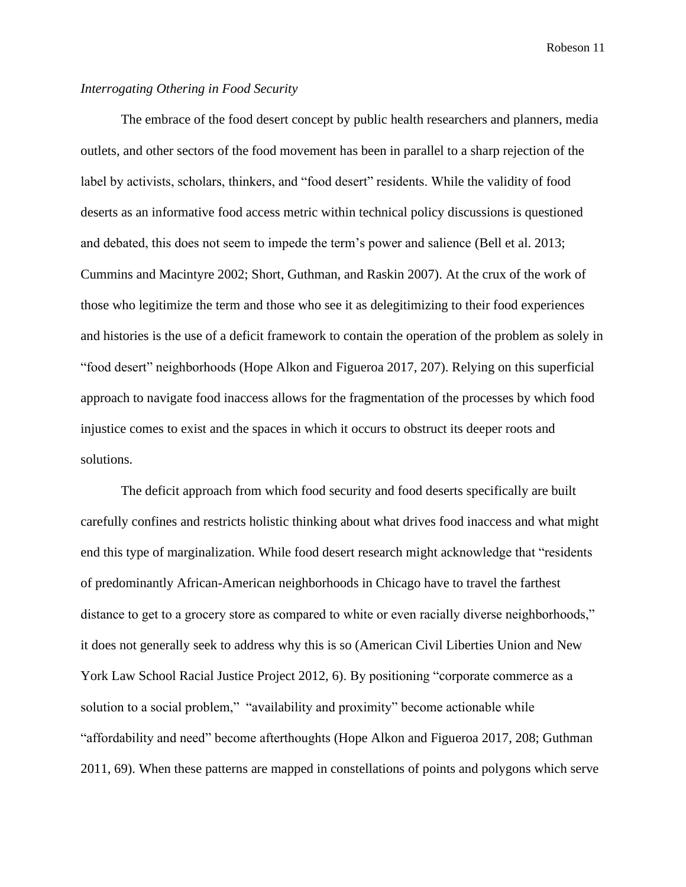*Interrogating Othering in Food Security*

The embrace of the food desert concept by public health researchers and planners, media outlets, and other sectors of the food movement has been in parallel to a sharp rejection of the label by activists, scholars, thinkers, and "food desert" residents. While the validity of food deserts as an informative food access metric within technical policy discussions is questioned and debated, this does not seem to impede the term's power and salience (Bell et al. 2013; Cummins and Macintyre 2002; Short, Guthman, and Raskin 2007). At the crux of the work of those who legitimize the term and those who see it as delegitimizing to their food experiences and histories is the use of a deficit framework to contain the operation of the problem as solely in "food desert" neighborhoods (Hope Alkon and Figueroa 2017, 207). Relying on this superficial approach to navigate food inaccess allows for the fragmentation of the processes by which food injustice comes to exist and the spaces in which it occurs to obstruct its deeper roots and solutions.

The deficit approach from which food security and food deserts specifically are built carefully confines and restricts holistic thinking about what drives food inaccess and what might end this type of marginalization. While food desert research might acknowledge that "residents of predominantly African-American neighborhoods in Chicago have to travel the farthest distance to get to a grocery store as compared to white or even racially diverse neighborhoods," it does not generally seek to address why this is so (American Civil Liberties Union and New York Law School Racial Justice Project 2012, 6). By positioning "corporate commerce as a solution to a social problem," "availability and proximity" become actionable while "affordability and need" become afterthoughts (Hope Alkon and Figueroa 2017, 208; Guthman 2011, 69). When these patterns are mapped in constellations of points and polygons which serve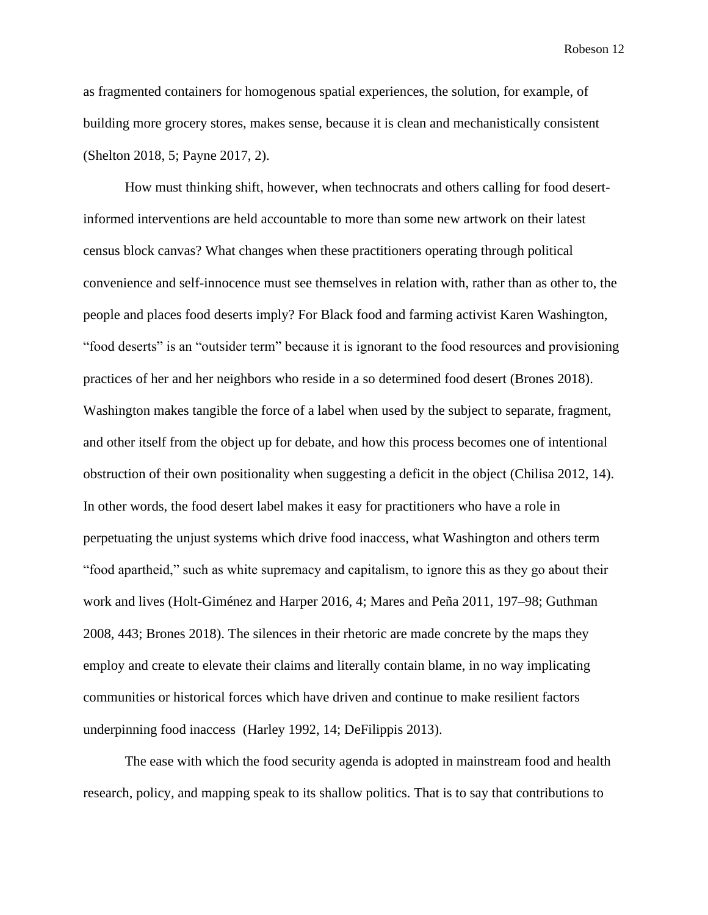as fragmented containers for homogenous spatial experiences, the solution, for example, of building more grocery stores, makes sense, because it is clean and mechanistically consistent (Shelton 2018, 5; Payne 2017, 2).

How must thinking shift, however, when technocrats and others calling for food desert-informed interventions are held accountable to more than some new artwork on their latest census block canvas? What changes when these practitioners operating through political convenience and self-innocence must see themselves in relation with, rather than as other to, the people and places food deserts imply? For Black food and farming activist Karen Washington, "food deserts" is an "outsider term" because it is ignorant to the food resources and provisioning practices of her and her neighbors who reside in a so determined food desert (Brones 2018). Washington makes tangible the force of a label when used by the subject to separate, fragment, and other itself from the object up for debate, and how this process becomes one of intentional obstruction of their own positionality when suggesting a deficit in the object (Chilisa 2012, 14). In other words, the food desert label makes it easy for practitioners who have a role in perpetuating the unjust systems which drive food inaccess, what Washington and others term "food apartheid," such as white supremacy and capitalism, to ignore this as they go about their work and lives (Holt-Giménez and Harper 2016, 4; Mares and Peña 2011, 197–98; Guthman 2008, 443; Brones 2018). The silences in their rhetoric are made concrete by the maps they employ and create to elevate their claims and literally contain blame, in no way implicating communities or historical forces which have driven and continue to make resilient factors underpinning food inaccess (Harley 1992, 14; DeFilippis 2013).

The ease with which the food security agenda is adopted in mainstream food and health research, policy, and mapping speak to its shallow politics. That is to say that contributions to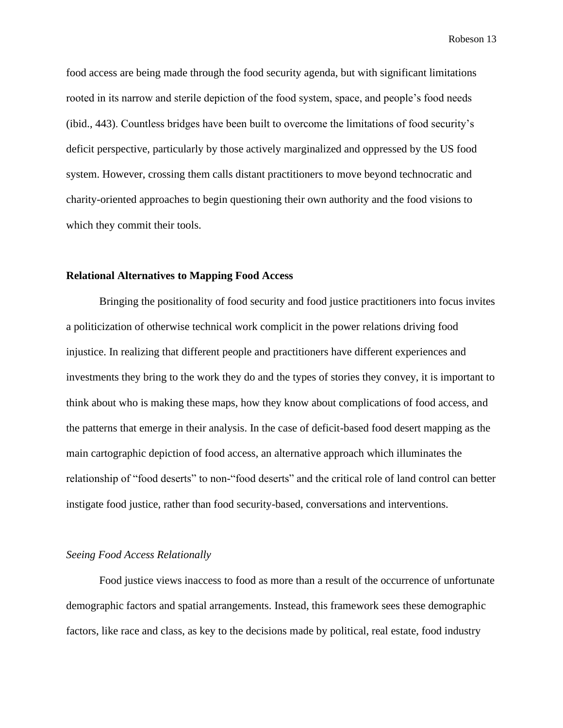food access are being made through the food security agenda, but with significant limitations rooted in its narrow and sterile depiction of the food system, space, and people's food needs (ibid., 443). Countless bridges have been built to overcome the limitations of food security's deficit perspective, particularly by those actively marginalized and oppressed by the US food system. However, crossing them calls distant practitioners to move beyond technocratic and charity-oriented approaches to begin questioning their own authority and the food visions to which they commit their tools.

### Relational Alternatives to Mapping Food Access

Bringing the positionality of food security and food justice practitioners into focus invites a politicization of otherwise technical work complicit in the power relations driving food injustice. In realizing that different people and practitioners have different experiences and investments they bring to the work they do and the types of stories they convey, it is important to think about who is making these maps, how they know about complications of food access, and the patterns that emerge in their analysis. In the case of deficit-based food desert mapping as the main cartographic depiction of food access, an alternative approach which illuminates the relationship of "food deserts" to non-"food deserts" and the critical role of land control can better instigate food justice, rather than food security-based, conversations and interventions.

#### *Seeing Food Access Relationally*

Food justice views inaccess to food as more than a result of the occurrence of unfortunate demographic factors and spatial arrangements. Instead, this framework sees these demographic factors, like race and class, as key to the decisions made by political, real estate, food industry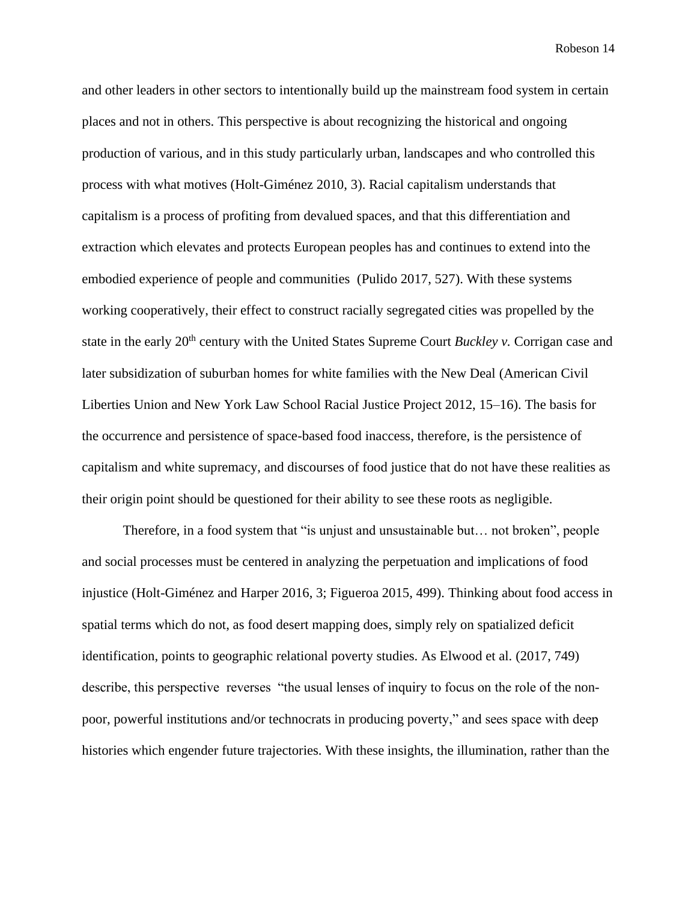and other leaders in other sectors to intentionally build up the mainstream food system in certain places and not in others. This perspective is about recognizing the historical and ongoing production of various, and in this study particularly urban, landscapes and who controlled this process with what motives (Holt-Giménez 2010, 3). Racial capitalism understands that capitalism is a process of profiting from devalued spaces, and that this differentiation and extraction which elevates and protects European peoples has and continues to extend into the embodied experience of people and communities (Pulido 2017, 527). With these systems working cooperatively, their effect to construct racially segregated cities was propelled by the state in the early 20th century with the United States Supreme Court *Buckley v.* Corrigan case and later subsidization of suburban homes for white families with the New Deal (American Civil Liberties Union and New York Law School Racial Justice Project 2012, 15–16). The basis for the occurrence and persistence of space-based food inaccess, therefore, is the persistence of capitalism and white supremacy, and discourses of food justice that do not have these realities as their origin point should be questioned for their ability to see these roots as negligible.

Therefore, in a food system that "is unjust and unsustainable but… not broken", people and social processes must be centered in analyzing the perpetuation and implications of food injustice (Holt-Giménez and Harper 2016, 3; Figueroa 2015, 499). Thinking about food access in spatial terms which do not, as food desert mapping does, simply rely on spatialized deficit identification, points to geographic relational poverty studies. As Elwood et al. (2017, 749) describe, this perspective reverses "the usual lenses of inquiry to focus on the role of the non-poor, powerful institutions and/or technocrats in producing poverty," and sees space with deep histories which engender future trajectories. With these insights, the illumination, rather than the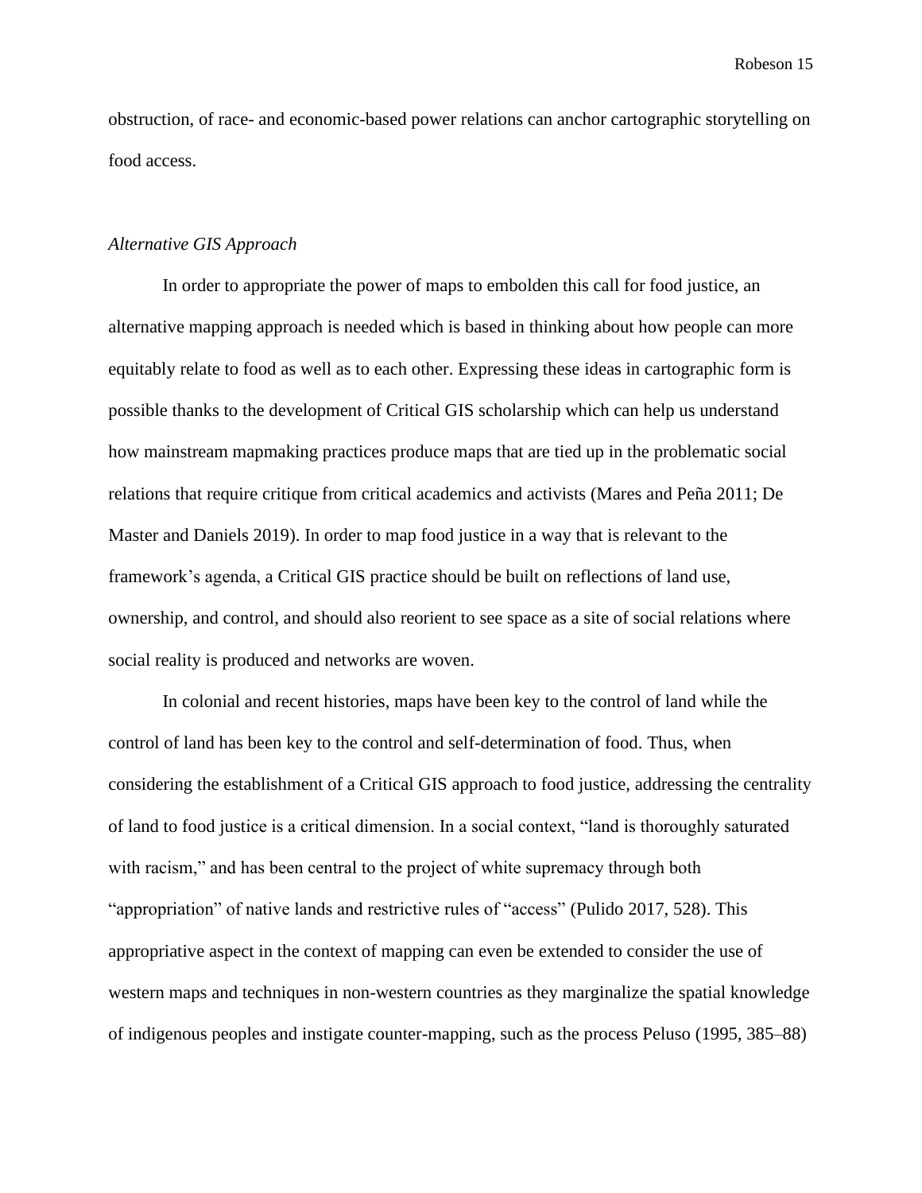obstruction, of race- and economic-based power relations can anchor cartographic storytelling on food access.

### *Alternative GIS Approach*

In order to appropriate the power of maps to embolden this call for food justice, an alternative mapping approach is needed which is based in thinking about how people can more equitably relate to food as well as to each other. Expressing these ideas in cartographic form is possible thanks to the development of Critical GIS scholarship which can help us understand how mainstream mapmaking practices produce maps that are tied up in the problematic social relations that require critique from critical academics and activists (Mares and Peña 2011; De Master and Daniels 2019). In order to map food justice in a way that is relevant to the framework's agenda, a Critical GIS practice should be built on reflections of land use, ownership, and control, and should also reorient to see space as a site of social relations where social reality is produced and networks are woven.

In colonial and recent histories, maps have been key to the control of land while the control of land has been key to the control and self-determination of food. Thus, when considering the establishment of a Critical GIS approach to food justice, addressing the centrality of land to food justice is a critical dimension. In a social context, "land is thoroughly saturated with racism," and has been central to the project of white supremacy through both "appropriation" of native lands and restrictive rules of "access" (Pulido 2017, 528). This appropriative aspect in the context of mapping can even be extended to consider the use of western maps and techniques in non-western countries as they marginalize the spatial knowledge of indigenous peoples and instigate counter-mapping, such as the process Peluso (1995, 385–88)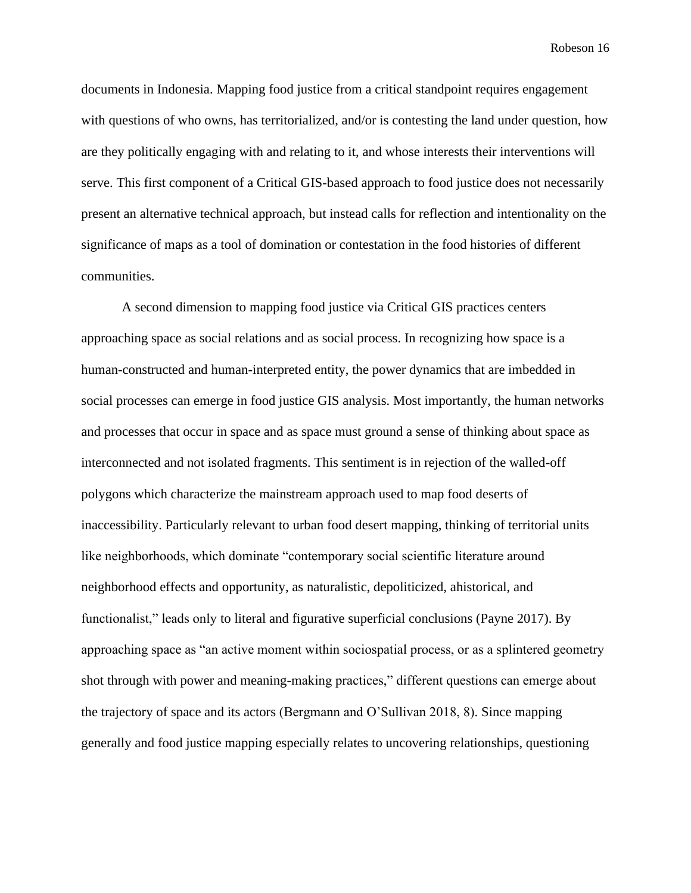documents in Indonesia. Mapping food justice from a critical standpoint requires engagement with questions of who owns, has territorialized, and/or is contesting the land under question, how are they politically engaging with and relating to it, and whose interests their interventions will serve. This first component of a Critical GIS-based approach to food justice does not necessarily present an alternative technical approach, but instead calls for reflection and intentionality on the significance of maps as a tool of domination or contestation in the food histories of different communities.

A second dimension to mapping food justice via Critical GIS practices centers approaching space as social relations and as social process. In recognizing how space is a human-constructed and human-interpreted entity, the power dynamics that are imbedded in social processes can emerge in food justice GIS analysis. Most importantly, the human networks and processes that occur in space and as space must ground a sense of thinking about space as interconnected and not isolated fragments. This sentiment is in rejection of the walled-off polygons which characterize the mainstream approach used to map food deserts of inaccessibility. Particularly relevant to urban food desert mapping, thinking of territorial units like neighborhoods, which dominate "contemporary social scientific literature around neighborhood effects and opportunity, as naturalistic, depoliticized, ahistorical, and functionalist," leads only to literal and figurative superficial conclusions (Payne 2017). By approaching space as "an active moment within sociospatial process, or as a splintered geometry shot through with power and meaning-making practices," different questions can emerge about the trajectory of space and its actors (Bergmann and O'Sullivan 2018, 8). Since mapping generally and food justice mapping especially relates to uncovering relationships, questioning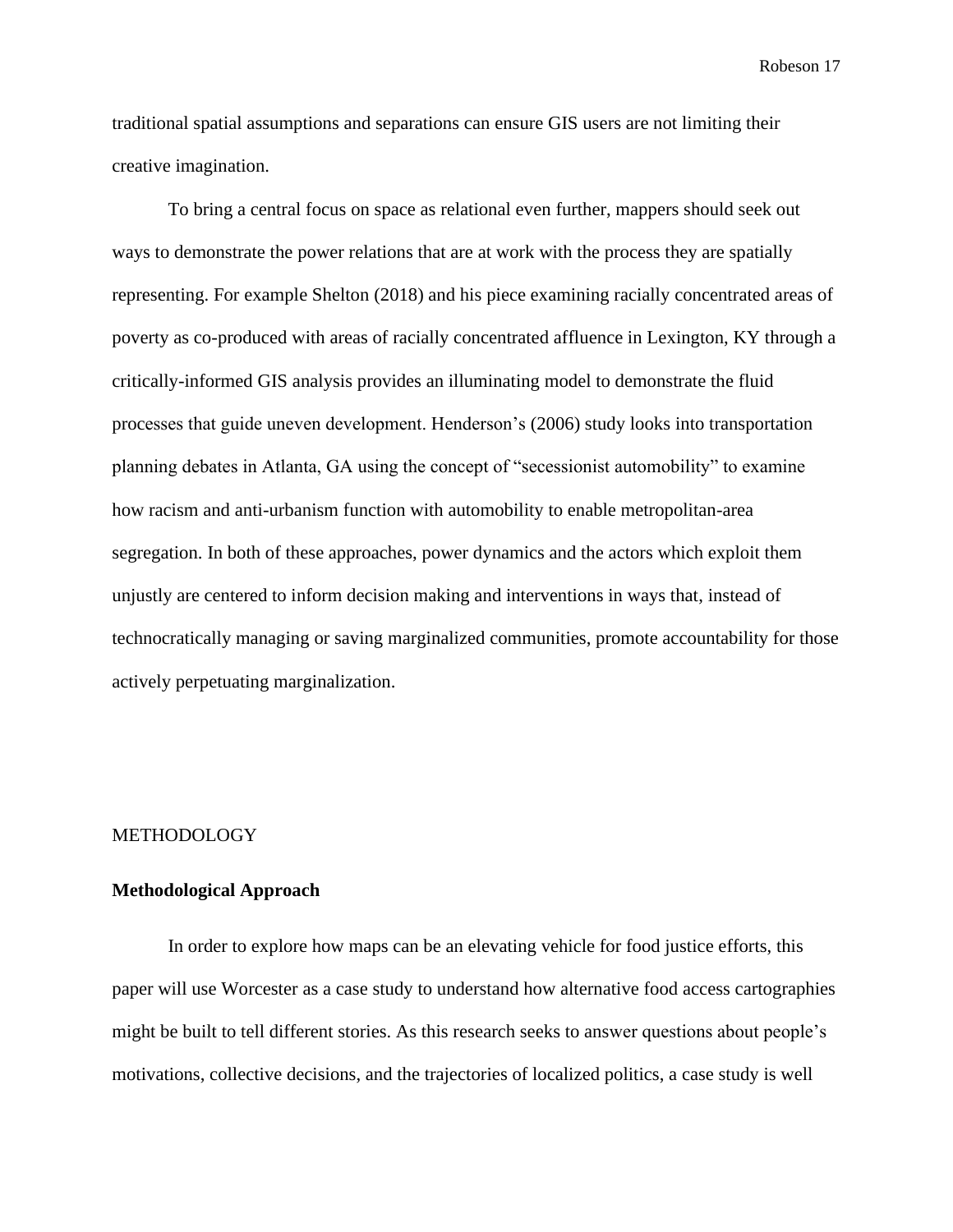traditional spatial assumptions and separations can ensure GIS users are not limiting their creative imagination.

To bring a central focus on space as relational even further, mappers should seek out ways to demonstrate the power relations that are at work with the process they are spatially representing. For example Shelton (2018) and his piece examining racially concentrated areas of poverty as co-produced with areas of racially concentrated affluence in Lexington, KY through a critically-informed GIS analysis provides an illuminating model to demonstrate the fluid processes that guide uneven development. Henderson's (2006) study looks into transportation planning debates in Atlanta, GA using the concept of "secessionist automobility" to examine how racism and anti-urbanism function with automobility to enable metropolitan-area segregation. In both of these approaches, power dynamics and the actors which exploit them unjustly are centered to inform decision making and interventions in ways that, instead of technocratically managing or saving marginalized communities, promote accountability for those actively perpetuating marginalization.

## METHODOLOGY

### Methodological Approach

In order to explore how maps can be an elevating vehicle for food justice efforts, this paper will use Worcester as a case study to understand how alternative food access cartographies might be built to tell different stories. As this research seeks to answer questions about people's motivations, collective decisions, and the trajectories of localized politics, a case study is well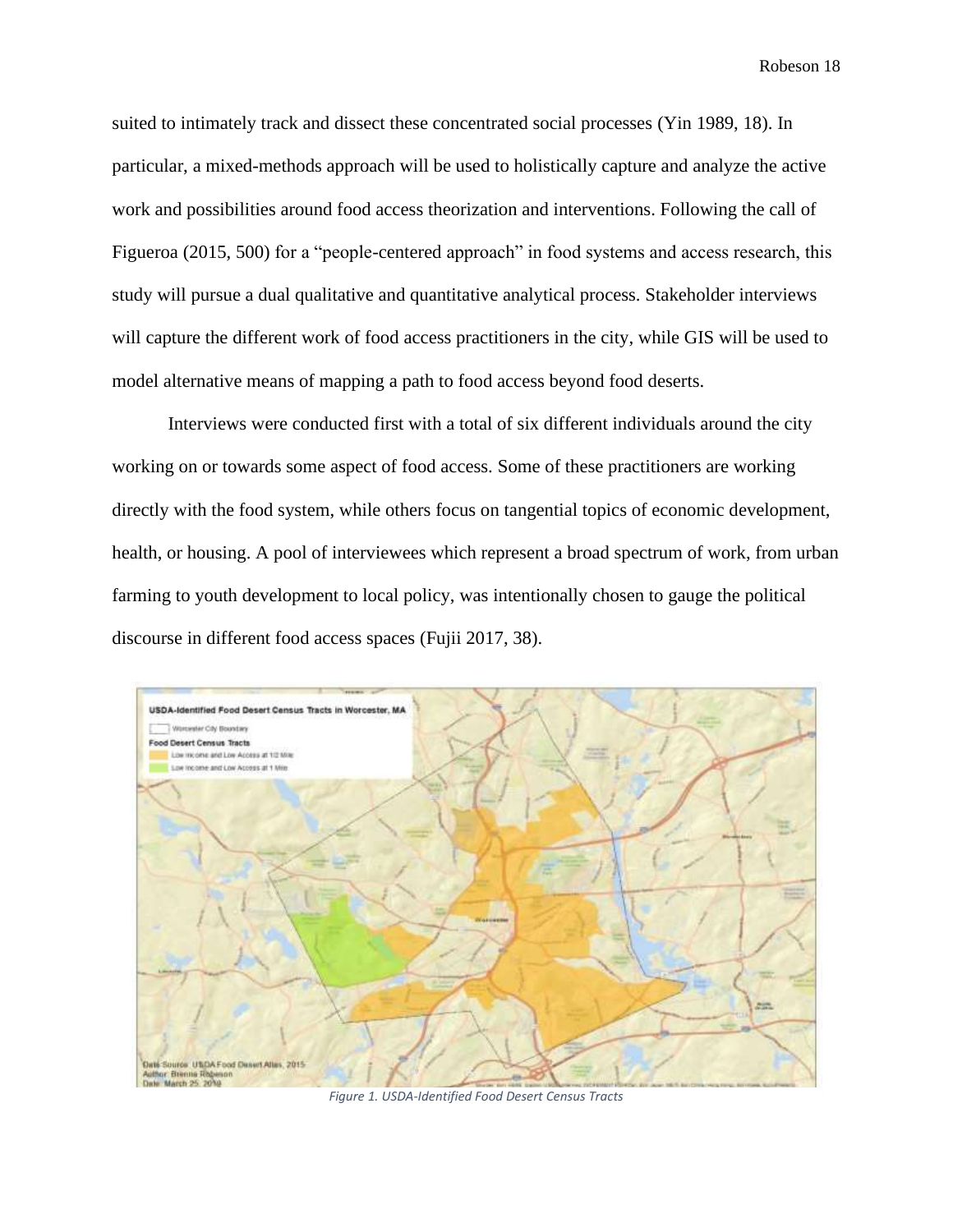suited to intimately track and dissect these concentrated social processes (Yin 1989, 18). In particular, a mixed-methods approach will be used to holistically capture and analyze the active work and possibilities around food access theorization and interventions. Following the call of Figueroa (2015, 500) for a "people-centered approach" in food systems and access research, this study will pursue a dual qualitative and quantitative analytical process. Stakeholder interviews will capture the different work of food access practitioners in the city, while GIS will be used to model alternative means of mapping a path to food access beyond food deserts.

Interviews were conducted first with a total of six different individuals around the city working on or towards some aspect of food access. Some of these practitioners are working directly with the food system, while others focus on tangential topics of economic development, health, or housing. A pool of interviewees which represent a broad spectrum of work, from urban farming to youth development to local policy, was intentionally chosen to gauge the political discourse in different food access spaces (Fujii 2017, 38).

*Figure 1. USDA-Identified Food Desert Census Tracts*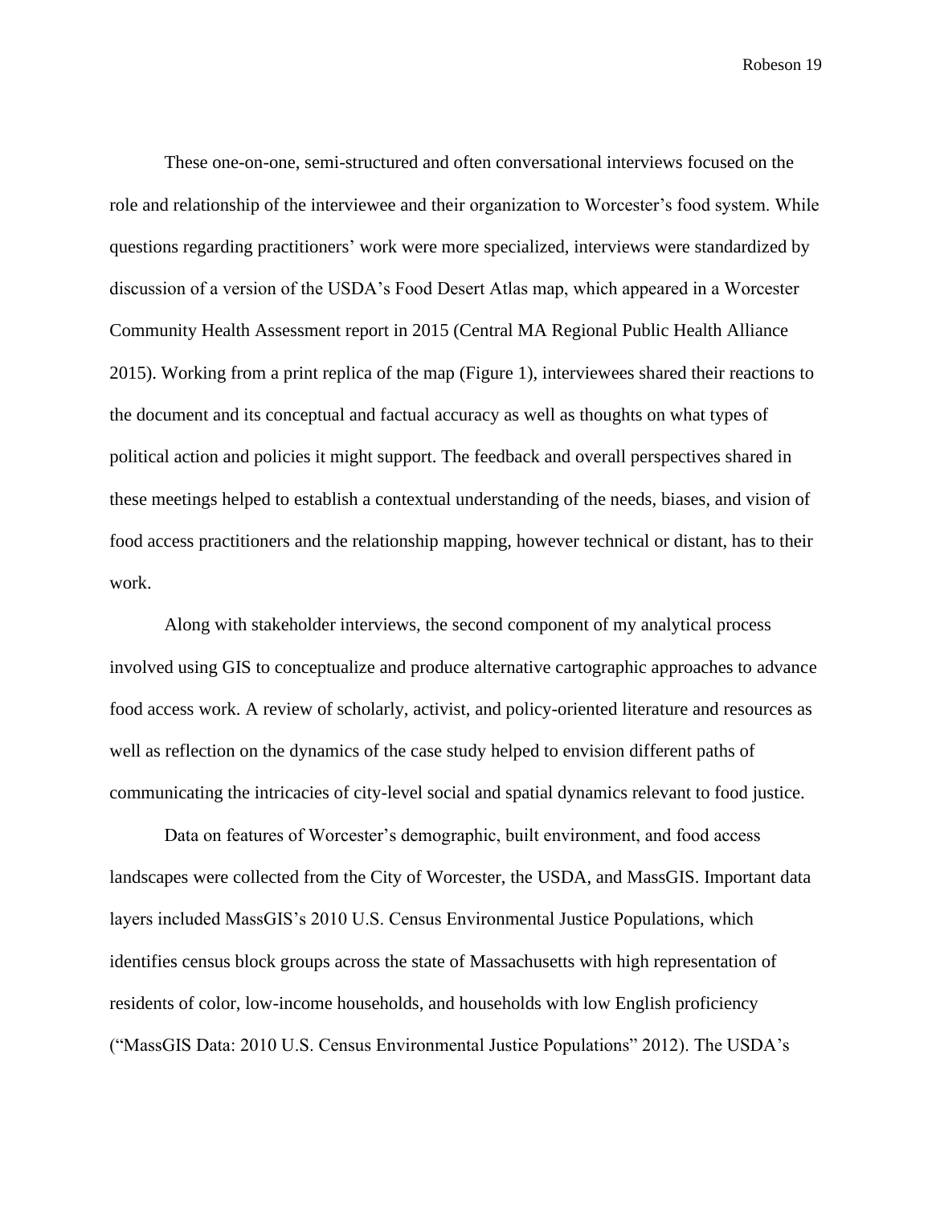These one-on-one, semi-structured and often conversational interviews focused on the role and relationship of the interviewee and their organization to Worcester's food system. While questions regarding practitioners' work were more specialized, interviews were standardized by discussion of a version of the USDA's Food Desert Atlas map, which appeared in a Worcester Community Health Assessment report in 2015 (Central MA Regional Public Health Alliance 2015). Working from a print replica of the map (Figure 1), interviewees shared their reactions to the document and its conceptual and factual accuracy as well as thoughts on what types of political action and policies it might support. The feedback and overall perspectives shared in these meetings helped to establish a contextual understanding of the needs, biases, and vision of food access practitioners and the relationship mapping, however technical or distant, has to their work.

Along with stakeholder interviews, the second component of my analytical process involved using GIS to conceptualize and produce alternative cartographic approaches to advance food access work. A review of scholarly, activist, and policy-oriented literature and resources as well as reflection on the dynamics of the case study helped to envision different paths of communicating the intricacies of city-level social and spatial dynamics relevant to food justice.

Data on features of Worcester's demographic, built environment, and food access landscapes were collected from the City of Worcester, the USDA, and MassGIS. Important data layers included MassGIS's 2010 U.S. Census Environmental Justice Populations, which identifies census block groups across the state of Massachusetts with high representation of residents of color, low-income households, and households with low English proficiency ("MassGIS Data: 2010 U.S. Census Environmental Justice Populations" 2012). The USDA's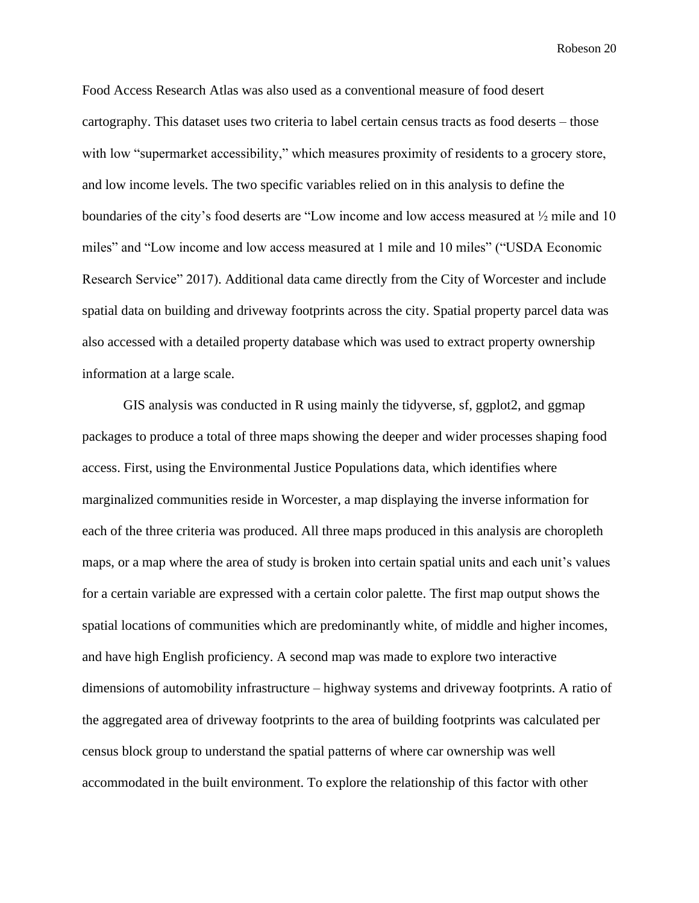Food Access Research Atlas was also used as a conventional measure of food desert cartography. This dataset uses two criteria to label certain census tracts as food deserts – those with low "supermarket accessibility," which measures proximity of residents to a grocery store, and low income levels. The two specific variables relied on in this analysis to define the boundaries of the city's food deserts are "Low income and low access measured at ½ mile and 10 miles" and "Low income and low access measured at 1 mile and 10 miles" ("USDA Economic Research Service" 2017). Additional data came directly from the City of Worcester and include spatial data on building and driveway footprints across the city. Spatial property parcel data was also accessed with a detailed property database which was used to extract property ownership information at a large scale.

GIS analysis was conducted in R using mainly the tidyverse, sf, ggplot2, and ggmap packages to produce a total of three maps showing the deeper and wider processes shaping food access. First, using the Environmental Justice Populations data, which identifies where marginalized communities reside in Worcester, a map displaying the inverse information for each of the three criteria was produced. All three maps produced in this analysis are choropleth maps, or a map where the area of study is broken into certain spatial units and each unit's values for a certain variable are expressed with a certain color palette. The first map output shows the spatial locations of communities which are predominantly white, of middle and higher incomes, and have high English proficiency. A second map was made to explore two interactive dimensions of automobility infrastructure – highway systems and driveway footprints. A ratio of the aggregated area of driveway footprints to the area of building footprints was calculated per census block group to understand the spatial patterns of where car ownership was well accommodated in the built environment. To explore the relationship of this factor with other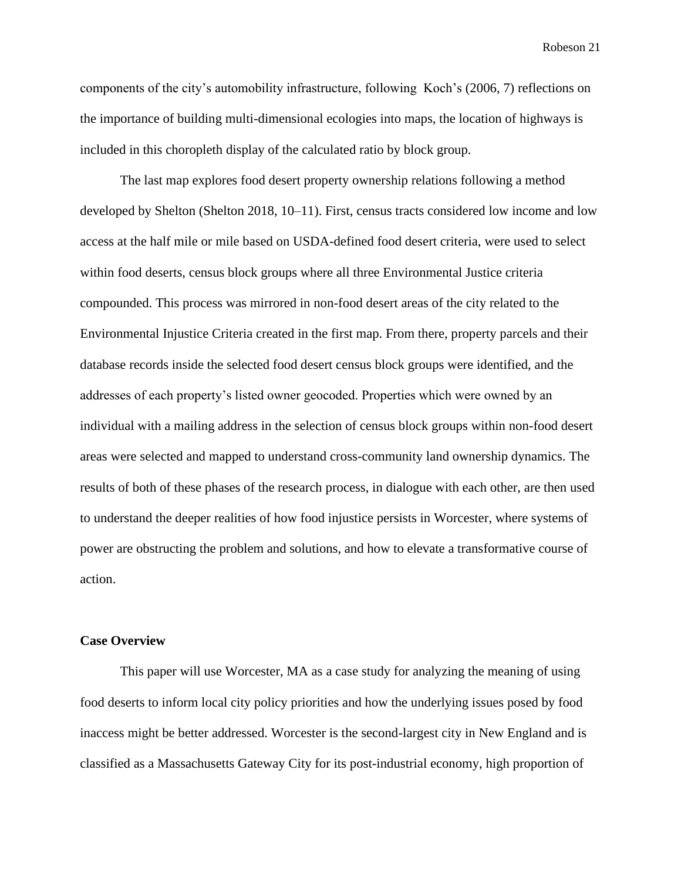components of the city's automobility infrastructure, following Koch's (2006, 7) reflections on the importance of building multi-dimensional ecologies into maps, the location of highways is included in this choropleth display of the calculated ratio by block group.

The last map explores food desert property ownership relations following a method developed by Shelton (Shelton 2018, 10–11). First, census tracts considered low income and low access at the half mile or mile based on USDA-defined food desert criteria, were used to select within food deserts, census block groups where all three Environmental Justice criteria compounded. This process was mirrored in non-food desert areas of the city related to the Environmental Injustice Criteria created in the first map. From there, property parcels and their database records inside the selected food desert census block groups were identified, and the addresses of each property's listed owner geocoded. Properties which were owned by an individual with a mailing address in the selection of census block groups within non-food desert areas were selected and mapped to understand cross-community land ownership dynamics. The results of both of these phases of the research process, in dialogue with each other, are then used to understand the deeper realities of how food injustice persists in Worcester, where systems of power are obstructing the problem and solutions, and how to elevate a transformative course of action.

**Case Overview**

This paper will use Worcester, MA as a case study for analyzing the meaning of using food deserts to inform local city policy priorities and how the underlying issues posed by food inaccess might be better addressed. Worcester is the second-largest city in New England and is classified as a Massachusetts Gateway City for its post-industrial economy, high proportion of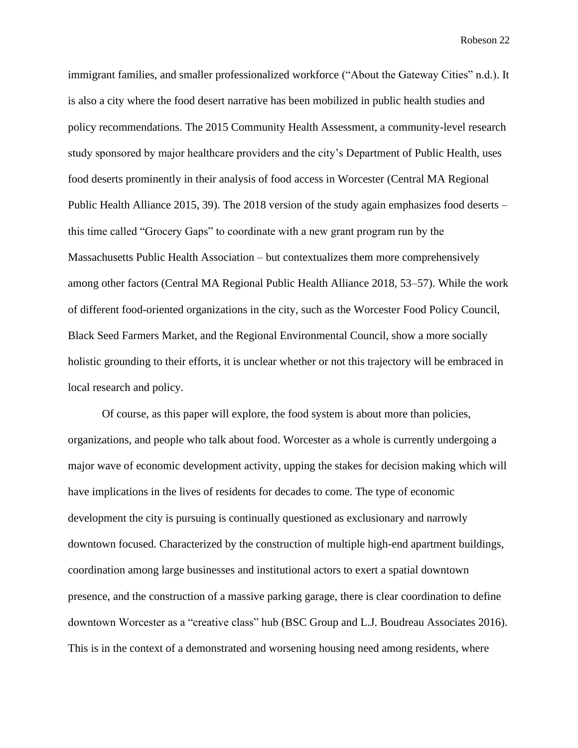immigrant families, and smaller professionalized workforce ("About the Gateway Cities" n.d.). It is also a city where the food desert narrative has been mobilized in public health studies and policy recommendations. The 2015 Community Health Assessment, a community-level research study sponsored by major healthcare providers and the city's Department of Public Health, uses food deserts prominently in their analysis of food access in Worcester (Central MA Regional Public Health Alliance 2015, 39). The 2018 version of the study again emphasizes food deserts – this time called "Grocery Gaps" to coordinate with a new grant program run by the Massachusetts Public Health Association – but contextualizes them more comprehensively among other factors (Central MA Regional Public Health Alliance 2018, 53–57). While the work of different food-oriented organizations in the city, such as the Worcester Food Policy Council, Black Seed Farmers Market, and the Regional Environmental Council, show a more socially holistic grounding to their efforts, it is unclear whether or not this trajectory will be embraced in local research and policy.

Of course, as this paper will explore, the food system is about more than policies, organizations, and people who talk about food. Worcester as a whole is currently undergoing a major wave of economic development activity, upping the stakes for decision making which will have implications in the lives of residents for decades to come. The type of economic development the city is pursuing is continually questioned as exclusionary and narrowly downtown focused. Characterized by the construction of multiple high-end apartment buildings, coordination among large businesses and institutional actors to exert a spatial downtown presence, and the construction of a massive parking garage, there is clear coordination to define downtown Worcester as a "creative class" hub (BSC Group and L.J. Boudreau Associates 2016). This is in the context of a demonstrated and worsening housing need among residents, where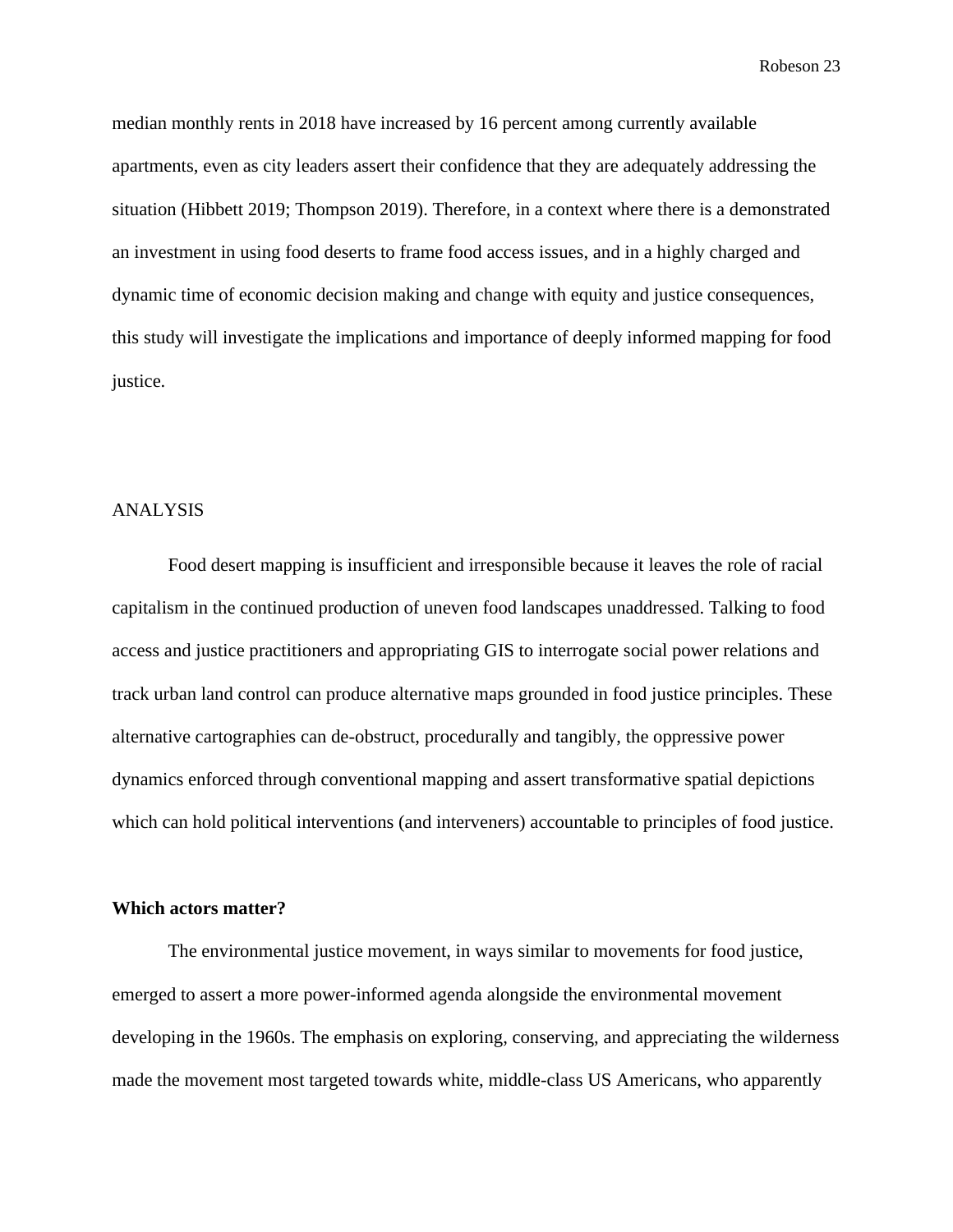median monthly rents in 2018 have increased by 16 percent among currently available apartments, even as city leaders assert their confidence that they are adequately addressing the situation (Hibbett 2019; Thompson 2019). Therefore, in a context where there is a demonstrated an investment in using food deserts to frame food access issues, and in a highly charged and dynamic time of economic decision making and change with equity and justice consequences, this study will investigate the implications and importance of deeply informed mapping for food justice.

## ANALYSIS

Food desert mapping is insufficient and irresponsible because it leaves the role of racial capitalism in the continued production of uneven food landscapes unaddressed. Talking to food access and justice practitioners and appropriating GIS to interrogate social power relations and track urban land control can produce alternative maps grounded in food justice principles. These alternative cartographies can de-obstruct, procedurally and tangibly, the oppressive power dynamics enforced through conventional mapping and assert transformative spatial depictions which can hold political interventions (and interveners) accountable to principles of food justice.

### Which actors matter?

The environmental justice movement, in ways similar to movements for food justice, emerged to assert a more power-informed agenda alongside the environmental movement developing in the 1960s. The emphasis on exploring, conserving, and appreciating the wilderness made the movement most targeted towards white, middle-class US Americans, who apparently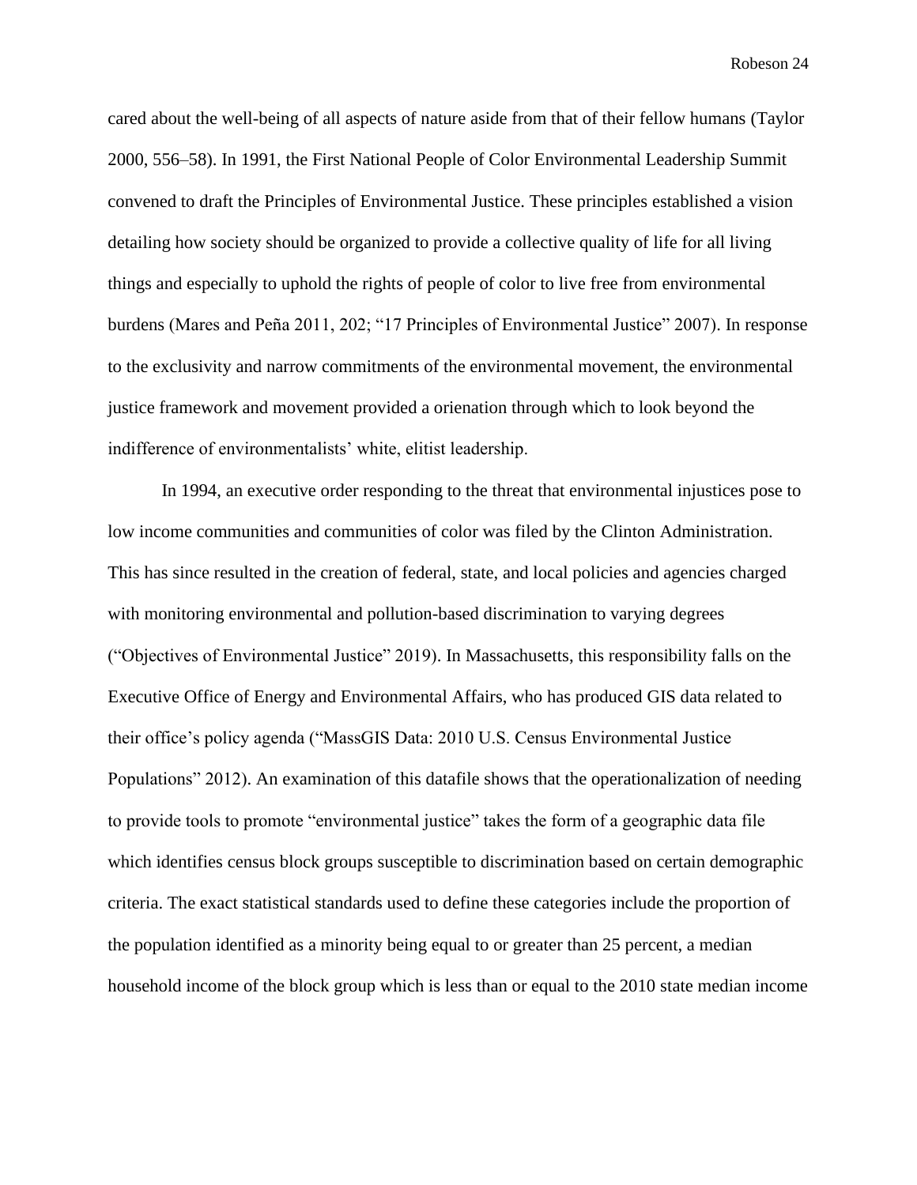cared about the well-being of all aspects of nature aside from that of their fellow humans (Taylor 2000, 556–58). In 1991, the First National People of Color Environmental Leadership Summit convened to draft the Principles of Environmental Justice. These principles established a vision detailing how society should be organized to provide a collective quality of life for all living things and especially to uphold the rights of people of color to live free from environmental burdens (Mares and Peña 2011, 202; "17 Principles of Environmental Justice" 2007). In response to the exclusivity and narrow commitments of the environmental movement, the environmental justice framework and movement provided a orienation through which to look beyond the indifference of environmentalists' white, elitist leadership.

In 1994, an executive order responding to the threat that environmental injustices pose to low income communities and communities of color was filed by the Clinton Administration. This has since resulted in the creation of federal, state, and local policies and agencies charged with monitoring environmental and pollution-based discrimination to varying degrees ("Objectives of Environmental Justice" 2019). In Massachusetts, this responsibility falls on the Executive Office of Energy and Environmental Affairs, who has produced GIS data related to their office's policy agenda ("MassGIS Data: 2010 U.S. Census Environmental Justice Populations" 2012). An examination of this datafile shows that the operationalization of needing to provide tools to promote "environmental justice" takes the form of a geographic data file which identifies census block groups susceptible to discrimination based on certain demographic criteria. The exact statistical standards used to define these categories include the proportion of the population identified as a minority being equal to or greater than 25 percent, a median household income of the block group which is less than or equal to the 2010 state median income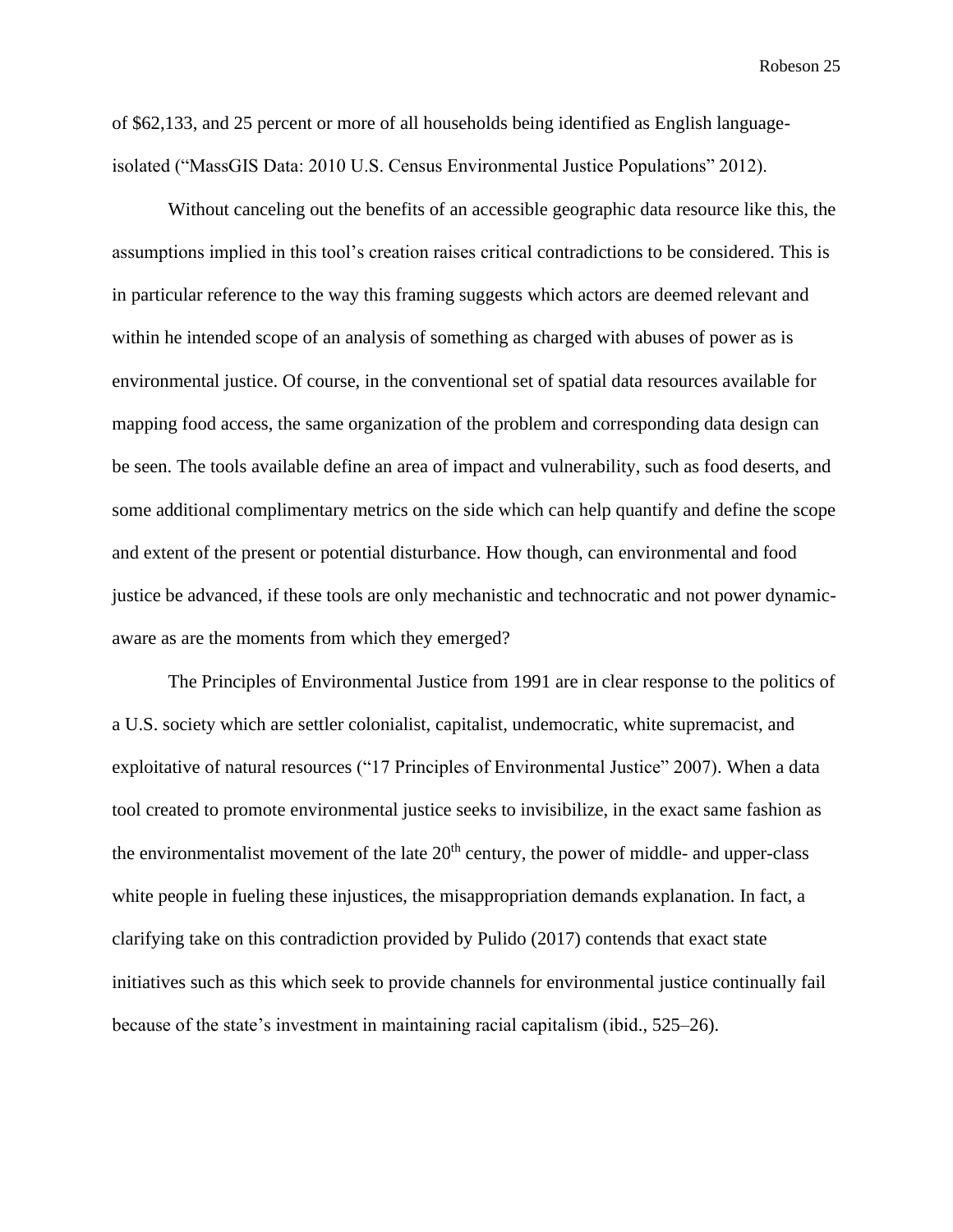of $62,133, and 25 percent or more of all households being identified as English language-isolated ("MassGIS Data: 2010 U.S. Census Environmental Justice Populations" 2012).

Without canceling out the benefits of an accessible geographic data resource like this, the assumptions implied in this tool's creation raises critical contradictions to be considered. This is in particular reference to the way this framing suggests which actors are deemed relevant and within he intended scope of an analysis of something as charged with abuses of power as is environmental justice. Of course, in the conventional set of spatial data resources available for mapping food access, the same organization of the problem and corresponding data design can be seen. The tools available define an area of impact and vulnerability, such as food deserts, and some additional complimentary metrics on the side which can help quantify and define the scope and extent of the present or potential disturbance. How though, can environmental and food justice be advanced, if these tools are only mechanistic and technocratic and not power dynamic-aware as are the moments from which they emerged?

The Principles of Environmental Justice from 1991 are in clear response to the politics of a U.S. society which are settler colonialist, capitalist, undemocratic, white supremacist, and exploitative of natural resources ("17 Principles of Environmental Justice" 2007). When a data tool created to promote environmental justice seeks to invisibilize, in the exact same fashion as the environmentalist movement of the late 20th century, the power of middle- and upper-class white people in fueling these injustices, the misappropriation demands explanation. In fact, a clarifying take on this contradiction provided by Pulido (2017) contends that exact state initiatives such as this which seek to provide channels for environmental justice continually fail because of the state's investment in maintaining racial capitalism (ibid., 525–26).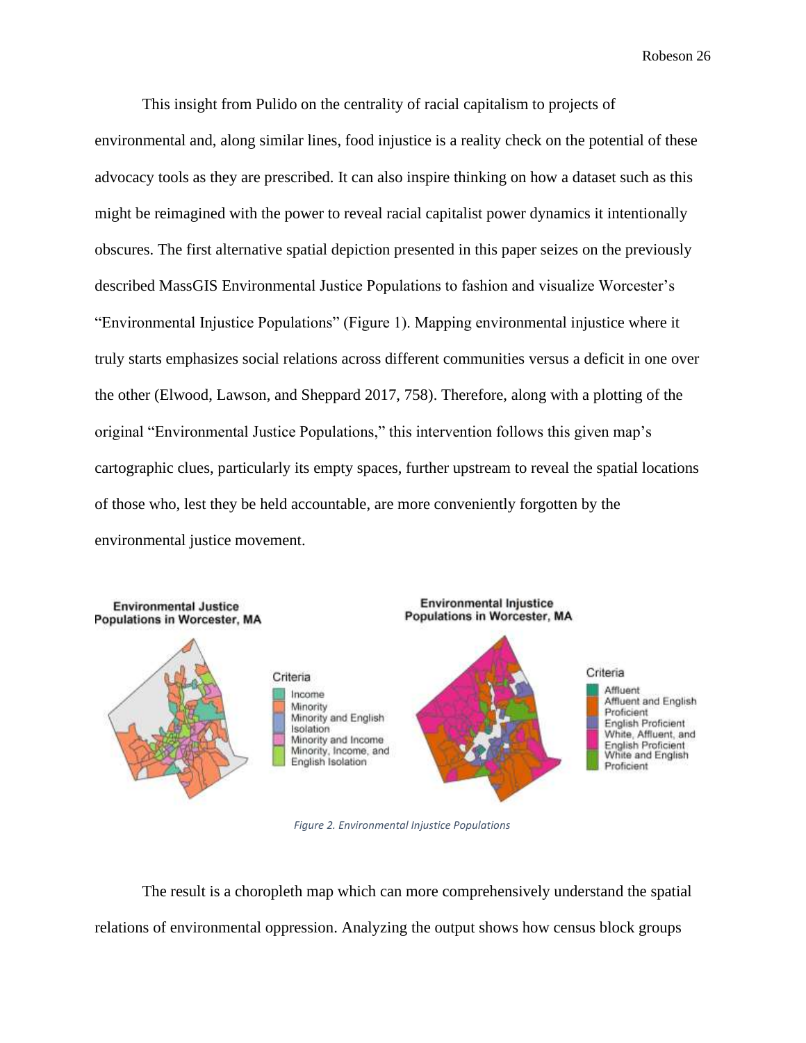This insight from Pulido on the centrality of racial capitalism to projects of environmental and, along similar lines, food injustice is a reality check on the potential of these advocacy tools as they are prescribed. It can also inspire thinking on how a dataset such as this might be reimagined with the power to reveal racial capitalist power dynamics it intentionally obscures. The first alternative spatial depiction presented in this paper seizes on the previously described MassGIS Environmental Justice Populations to fashion and visualize Worcester's "Environmental Injustice Populations" (Figure 1). Mapping environmental injustice where it truly starts emphasizes social relations across different communities versus a deficit in one over the other (Elwood, Lawson, and Sheppard 2017, 758). Therefore, along with a plotting of the original "Environmental Justice Populations," this intervention follows this given map's cartographic clues, particularly its empty spaces, further upstream to reveal the spatial locations of those who, lest they be held accountable, are more conveniently forgotten by the environmental justice movement.

*Figure 2. Environmental Injustice Populations*

The result is a choropleth map which can more comprehensively understand the spatial relations of environmental oppression. Analyzing the output shows how census block groups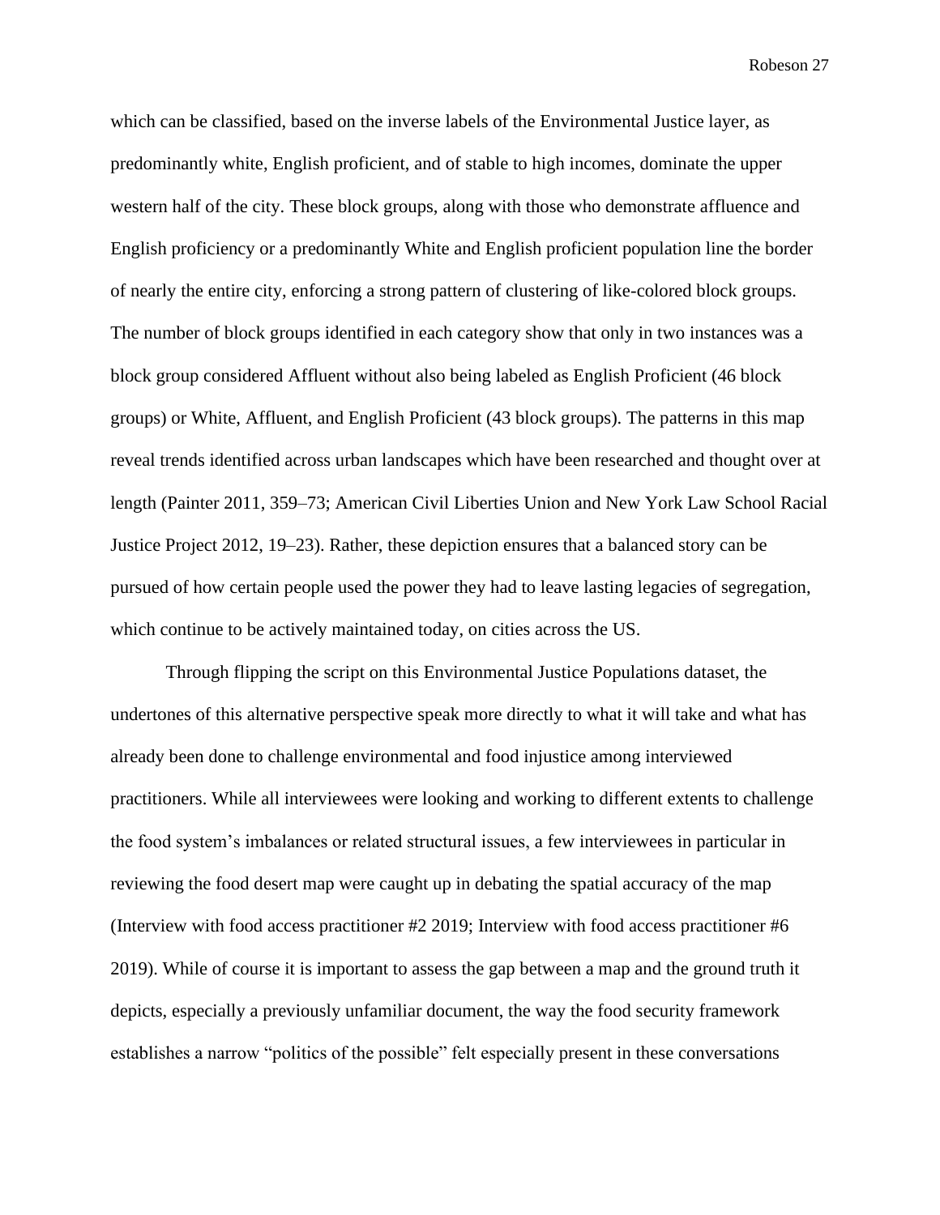which can be classified, based on the inverse labels of the Environmental Justice layer, as predominantly white, English proficient, and of stable to high incomes, dominate the upper western half of the city. These block groups, along with those who demonstrate affluence and English proficiency or a predominantly White and English proficient population line the border of nearly the entire city, enforcing a strong pattern of clustering of like-colored block groups. The number of block groups identified in each category show that only in two instances was a block group considered Affluent without also being labeled as English Proficient (46 block groups) or White, Affluent, and English Proficient (43 block groups). The patterns in this map reveal trends identified across urban landscapes which have been researched and thought over at length (Painter 2011, 359–73; American Civil Liberties Union and New York Law School Racial Justice Project 2012, 19–23). Rather, these depiction ensures that a balanced story can be pursued of how certain people used the power they had to leave lasting legacies of segregation, which continue to be actively maintained today, on cities across the US.

Through flipping the script on this Environmental Justice Populations dataset, the undertones of this alternative perspective speak more directly to what it will take and what has already been done to challenge environmental and food injustice among interviewed practitioners. While all interviewees were looking and working to different extents to challenge the food system's imbalances or related structural issues, a few interviewees in particular in reviewing the food desert map were caught up in debating the spatial accuracy of the map (Interview with food access practitioner #2 2019; Interview with food access practitioner #6 2019). While of course it is important to assess the gap between a map and the ground truth it depicts, especially a previously unfamiliar document, the way the food security framework establishes a narrow "politics of the possible" felt especially present in these conversations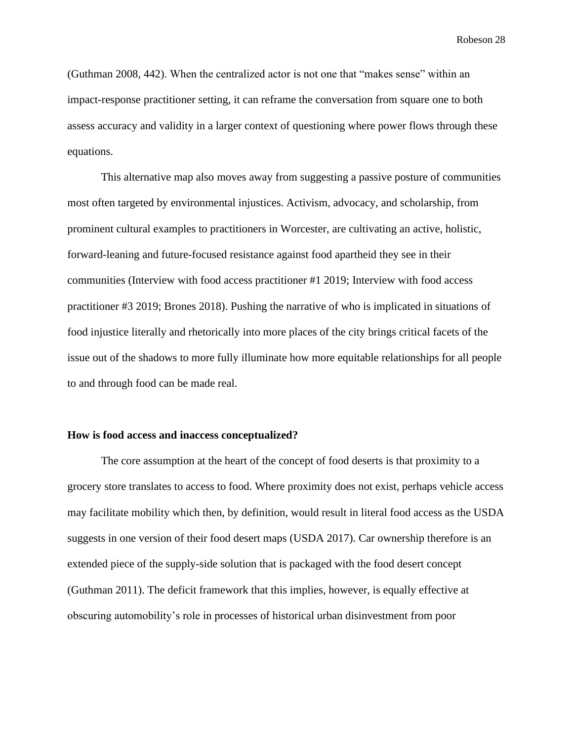(Guthman 2008, 442). When the centralized actor is not one that "makes sense" within an impact-response practitioner setting, it can reframe the conversation from square one to both assess accuracy and validity in a larger context of questioning where power flows through these equations.

This alternative map also moves away from suggesting a passive posture of communities most often targeted by environmental injustices. Activism, advocacy, and scholarship, from prominent cultural examples to practitioners in Worcester, are cultivating an active, holistic, forward-leaning and future-focused resistance against food apartheid they see in their communities (Interview with food access practitioner #1 2019; Interview with food access practitioner #3 2019; Brones 2018). Pushing the narrative of who is implicated in situations of food injustice literally and rhetorically into more places of the city brings critical facets of the issue out of the shadows to more fully illuminate how more equitable relationships for all people to and through food can be made real.

**How is food access and inaccess conceptualized?**

The core assumption at the heart of the concept of food deserts is that proximity to a grocery store translates to access to food. Where proximity does not exist, perhaps vehicle access may facilitate mobility which then, by definition, would result in literal food access as the USDA suggests in one version of their food desert maps (USDA 2017). Car ownership therefore is an extended piece of the supply-side solution that is packaged with the food desert concept (Guthman 2011). The deficit framework that this implies, however, is equally effective at obscuring automobility's role in processes of historical urban disinvestment from poor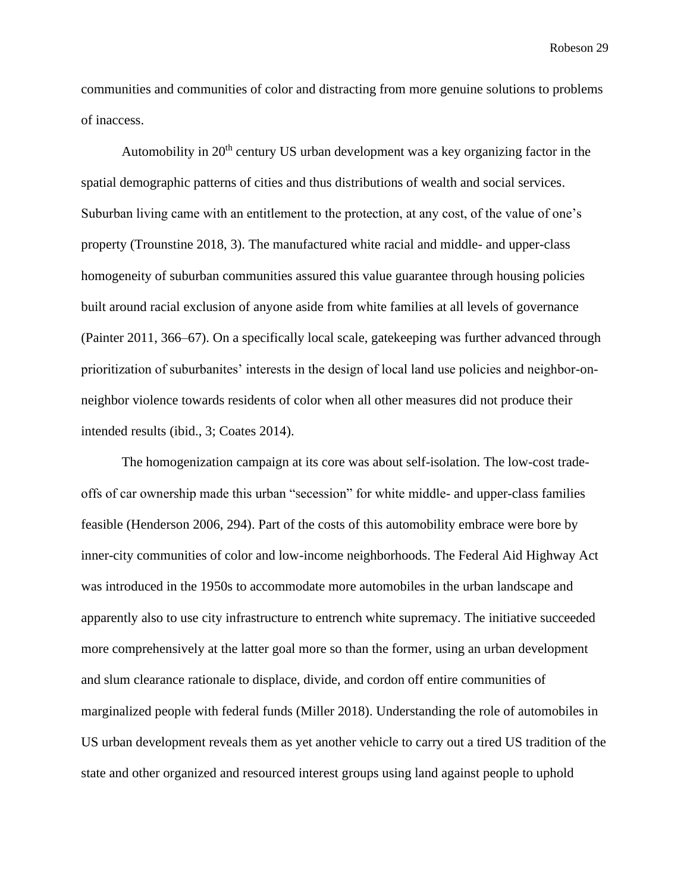communities and communities of color and distracting from more genuine solutions to problems of inaccess.

Automobility in 20th century US urban development was a key organizing factor in the spatial demographic patterns of cities and thus distributions of wealth and social services. Suburban living came with an entitlement to the protection, at any cost, of the value of one's property (Trounstine 2018, 3). The manufactured white racial and middle- and upper-class homogeneity of suburban communities assured this value guarantee through housing policies built around racial exclusion of anyone aside from white families at all levels of governance (Painter 2011, 366–67). On a specifically local scale, gatekeeping was further advanced through prioritization of suburbanites' interests in the design of local land use policies and neighbor-on-neighbor violence towards residents of color when all other measures did not produce their intended results (ibid., 3; Coates 2014).

The homogenization campaign at its core was about self-isolation. The low-cost trade-offs of car ownership made this urban "secession" for white middle- and upper-class families feasible (Henderson 2006, 294). Part of the costs of this automobility embrace were bore by inner-city communities of color and low-income neighborhoods. The Federal Aid Highway Act was introduced in the 1950s to accommodate more automobiles in the urban landscape and apparently also to use city infrastructure to entrench white supremacy. The initiative succeeded more comprehensively at the latter goal more so than the former, using an urban development and slum clearance rationale to displace, divide, and cordon off entire communities of marginalized people with federal funds (Miller 2018). Understanding the role of automobiles in US urban development reveals them as yet another vehicle to carry out a tired US tradition of the state and other organized and resourced interest groups using land against people to uphold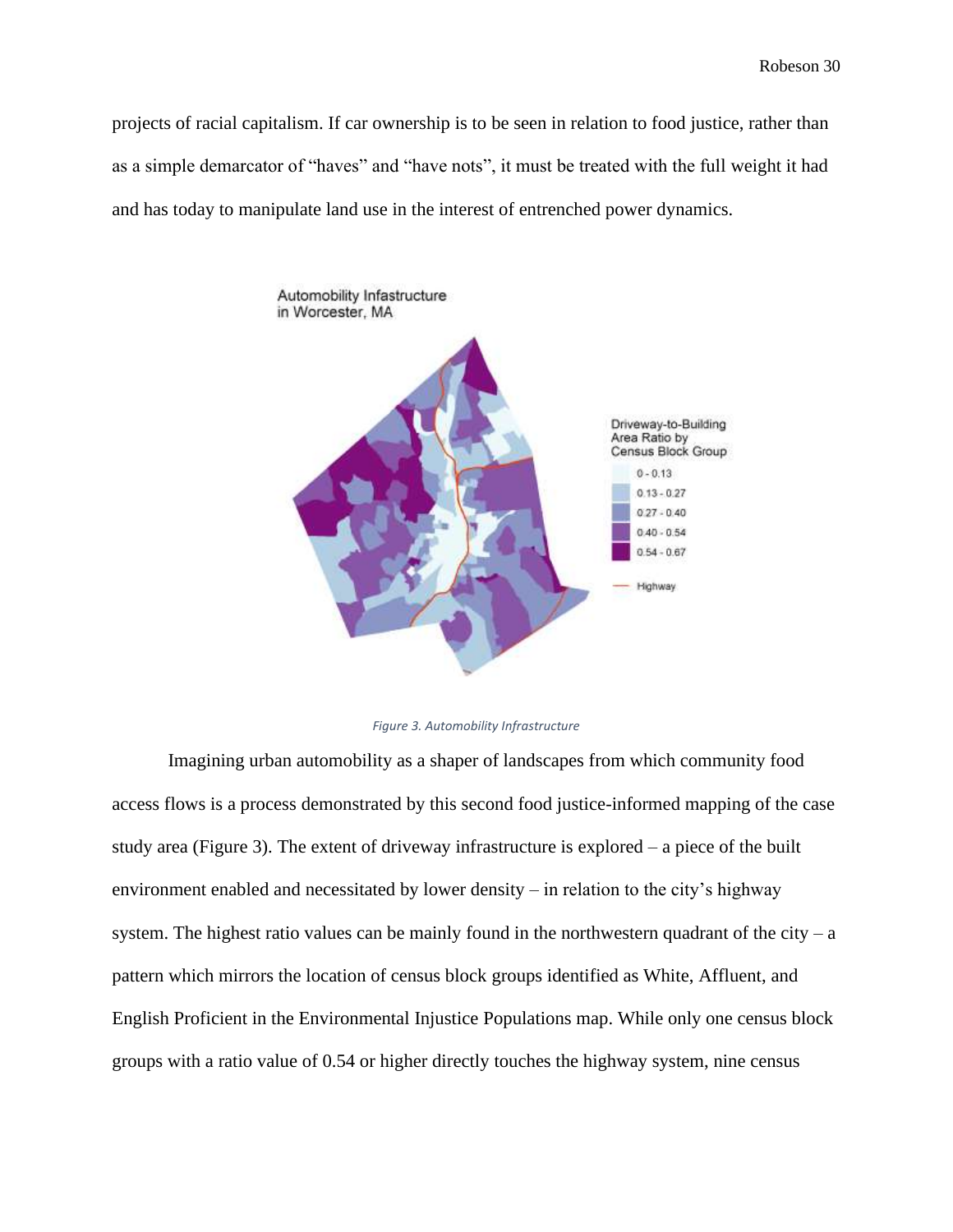projects of racial capitalism. If car ownership is to be seen in relation to food justice, rather than as a simple demarcator of "haves" and "have nots", it must be treated with the full weight it had and has today to manipulate land use in the interest of entrenched power dynamics.

*Figure 3. Automobility Infrastructure*

Imagining urban automobility as a shaper of landscapes from which community food access flows is a process demonstrated by this second food justice-informed mapping of the case study area (Figure 3). The extent of driveway infrastructure is explored – a piece of the built environment enabled and necessitated by lower density – in relation to the city's highway system. The highest ratio values can be mainly found in the northwestern quadrant of the city – a pattern which mirrors the location of census block groups identified as White, Affluent, and English Proficient in the Environmental Injustice Populations map. While only one census block groups with a ratio value of 0.54 or higher directly touches the highway system, nine census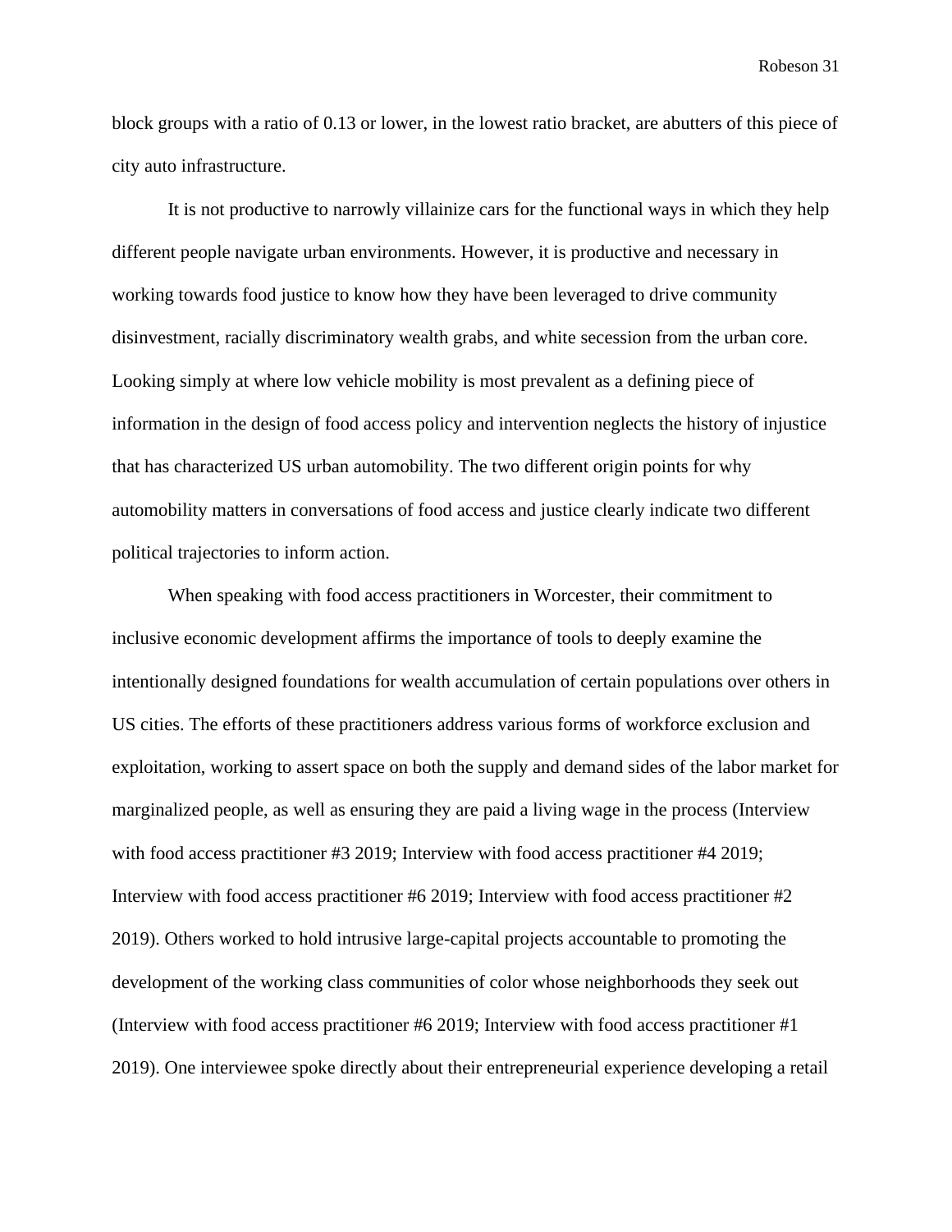block groups with a ratio of 0.13 or lower, in the lowest ratio bracket, are abutters of this piece of city auto infrastructure.

It is not productive to narrowly villainize cars for the functional ways in which they help different people navigate urban environments. However, it is productive and necessary in working towards food justice to know how they have been leveraged to drive community disinvestment, racially discriminatory wealth grabs, and white secession from the urban core. Looking simply at where low vehicle mobility is most prevalent as a defining piece of information in the design of food access policy and intervention neglects the history of injustice that has characterized US urban automobility. The two different origin points for why automobility matters in conversations of food access and justice clearly indicate two different political trajectories to inform action.

When speaking with food access practitioners in Worcester, their commitment to inclusive economic development affirms the importance of tools to deeply examine the intentionally designed foundations for wealth accumulation of certain populations over others in US cities. The efforts of these practitioners address various forms of workforce exclusion and exploitation, working to assert space on both the supply and demand sides of the labor market for marginalized people, as well as ensuring they are paid a living wage in the process (Interview with food access practitioner #3 2019; Interview with food access practitioner #4 2019; Interview with food access practitioner #6 2019; Interview with food access practitioner #2 2019). Others worked to hold intrusive large-capital projects accountable to promoting the development of the working class communities of color whose neighborhoods they seek out (Interview with food access practitioner #6 2019; Interview with food access practitioner #1 2019). One interviewee spoke directly about their entrepreneurial experience developing a retail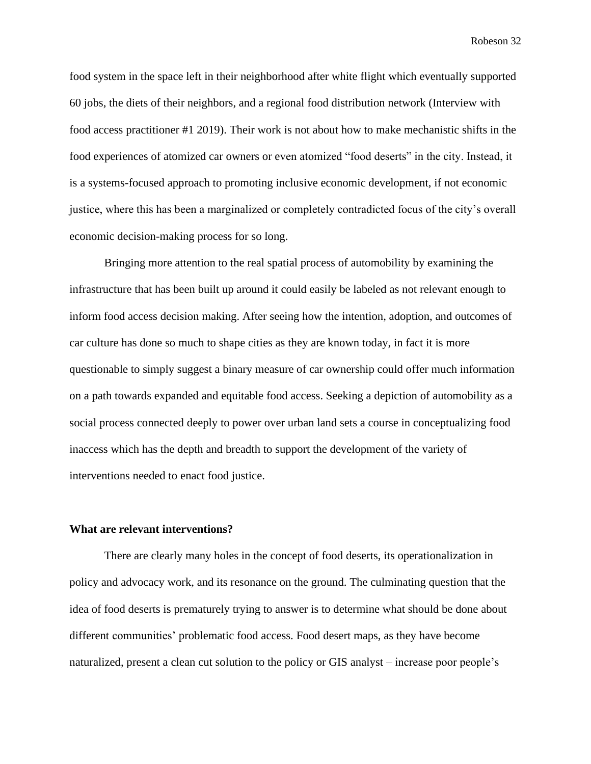food system in the space left in their neighborhood after white flight which eventually supported 60 jobs, the diets of their neighbors, and a regional food distribution network (Interview with food access practitioner #1 2019). Their work is not about how to make mechanistic shifts in the food experiences of atomized car owners or even atomized "food deserts" in the city. Instead, it is a systems-focused approach to promoting inclusive economic development, if not economic justice, where this has been a marginalized or completely contradicted focus of the city's overall economic decision-making process for so long.

Bringing more attention to the real spatial process of automobility by examining the infrastructure that has been built up around it could easily be labeled as not relevant enough to inform food access decision making. After seeing how the intention, adoption, and outcomes of car culture has done so much to shape cities as they are known today, in fact it is more questionable to simply suggest a binary measure of car ownership could offer much information on a path towards expanded and equitable food access. Seeking a depiction of automobility as a social process connected deeply to power over urban land sets a course in conceptualizing food inaccess which has the depth and breadth to support the development of the variety of interventions needed to enact food justice.

**What are relevant interventions?**

There are clearly many holes in the concept of food deserts, its operationalization in policy and advocacy work, and its resonance on the ground. The culminating question that the idea of food deserts is prematurely trying to answer is to determine what should be done about different communities' problematic food access. Food desert maps, as they have become naturalized, present a clean cut solution to the policy or GIS analyst – increase poor people's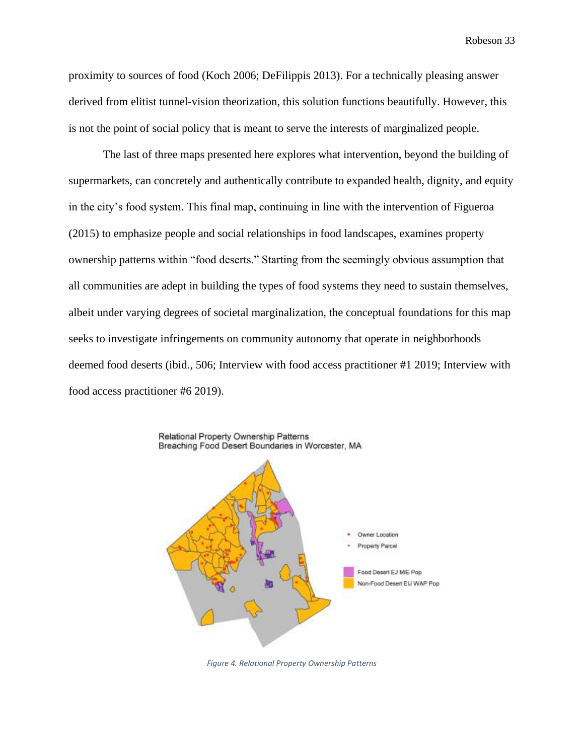proximity to sources of food (Koch 2006; DeFilippis 2013). For a technically pleasing answer derived from elitist tunnel-vision theorization, this solution functions beautifully. However, this is not the point of social policy that is meant to serve the interests of marginalized people.

The last of three maps presented here explores what intervention, beyond the building of supermarkets, can concretely and authentically contribute to expanded health, dignity, and equity in the city's food system. This final map, continuing in line with the intervention of Figueroa (2015) to emphasize people and social relationships in food landscapes, examines property ownership patterns within "food deserts." Starting from the seemingly obvious assumption that all communities are adept in building the types of food systems they need to sustain themselves, albeit under varying degrees of societal marginalization, the conceptual foundations for this map seeks to investigate infringements on community autonomy that operate in neighborhoods deemed food deserts (ibid., 506; Interview with food access practitioner #1 2019; Interview with food access practitioner #6 2019).

Relational Property Ownership Patterns Breaching Food Desert Boundaries in Worcester, MA

Owner Location
Property Parcel
Food Desert EJ MIE Pop
Non-Food Desert EIJ WAP Pop

*Figure 4. Relational Property Ownership Patterns*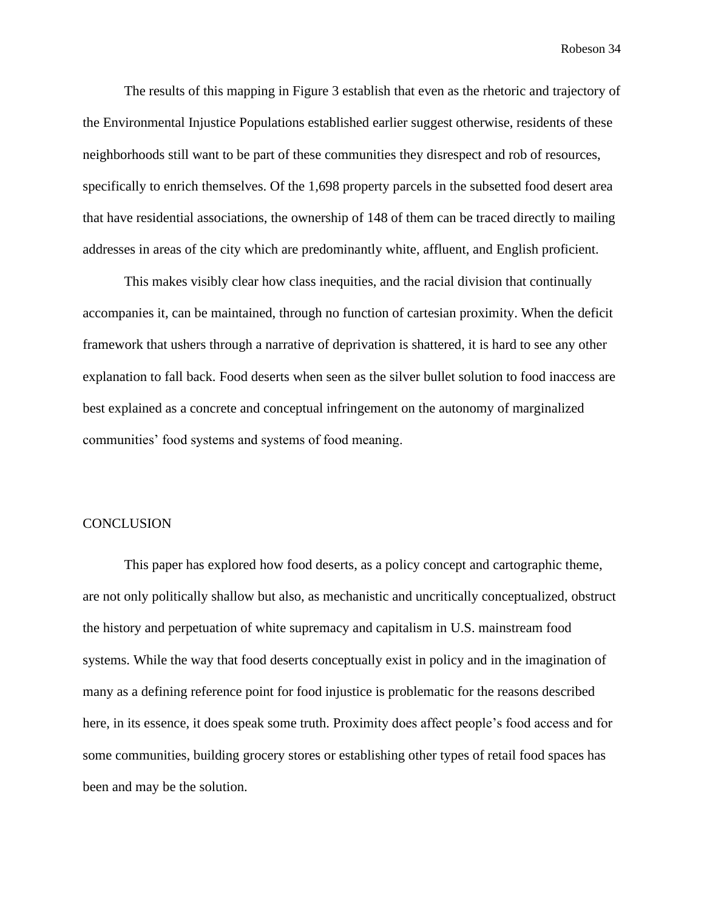The results of this mapping in Figure 3 establish that even as the rhetoric and trajectory of the Environmental Injustice Populations established earlier suggest otherwise, residents of these neighborhoods still want to be part of these communities they disrespect and rob of resources, specifically to enrich themselves. Of the 1,698 property parcels in the subsetted food desert area that have residential associations, the ownership of 148 of them can be traced directly to mailing addresses in areas of the city which are predominantly white, affluent, and English proficient.

This makes visibly clear how class inequities, and the racial division that continually accompanies it, can be maintained, through no function of cartesian proximity. When the deficit framework that ushers through a narrative of deprivation is shattered, it is hard to see any other explanation to fall back. Food deserts when seen as the silver bullet solution to food inaccess are best explained as a concrete and conceptual infringement on the autonomy of marginalized communities' food systems and systems of food meaning.

## CONCLUSION

This paper has explored how food deserts, as a policy concept and cartographic theme, are not only politically shallow but also, as mechanistic and uncritically conceptualized, obstruct the history and perpetuation of white supremacy and capitalism in U.S. mainstream food systems. While the way that food deserts conceptually exist in policy and in the imagination of many as a defining reference point for food injustice is problematic for the reasons described here, in its essence, it does speak some truth. Proximity does affect people's food access and for some communities, building grocery stores or establishing other types of retail food spaces has been and may be the solution.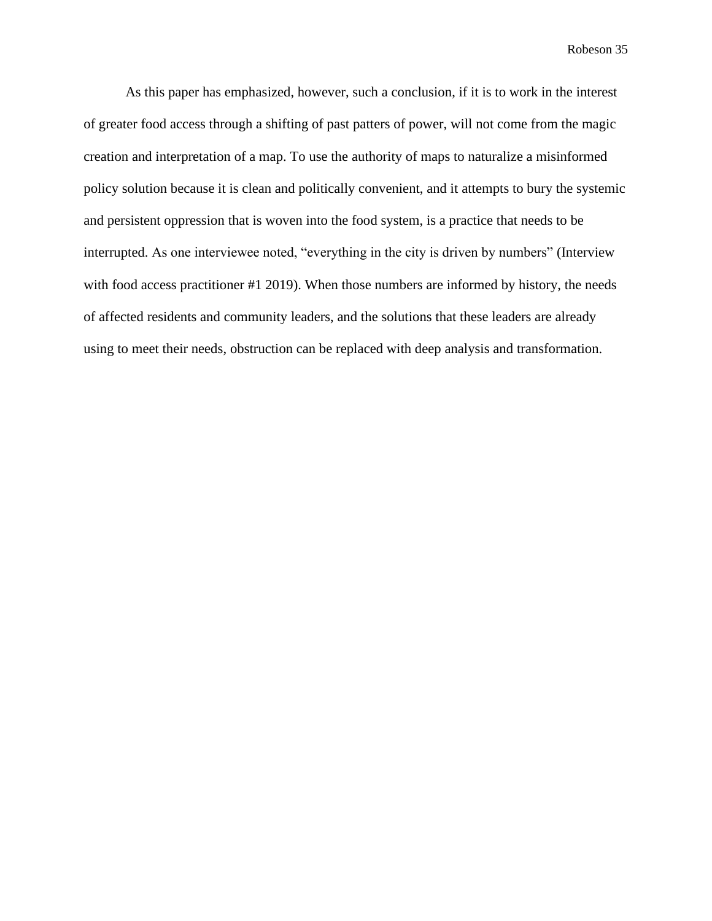As this paper has emphasized, however, such a conclusion, if it is to work in the interest of greater food access through a shifting of past patters of power, will not come from the magic creation and interpretation of a map. To use the authority of maps to naturalize a misinformed policy solution because it is clean and politically convenient, and it attempts to bury the systemic and persistent oppression that is woven into the food system, is a practice that needs to be interrupted. As one interviewee noted, "everything in the city is driven by numbers" (Interview with food access practitioner #1 2019). When those numbers are informed by history, the needs of affected residents and community leaders, and the solutions that these leaders are already using to meet their needs, obstruction can be replaced with deep analysis and transformation.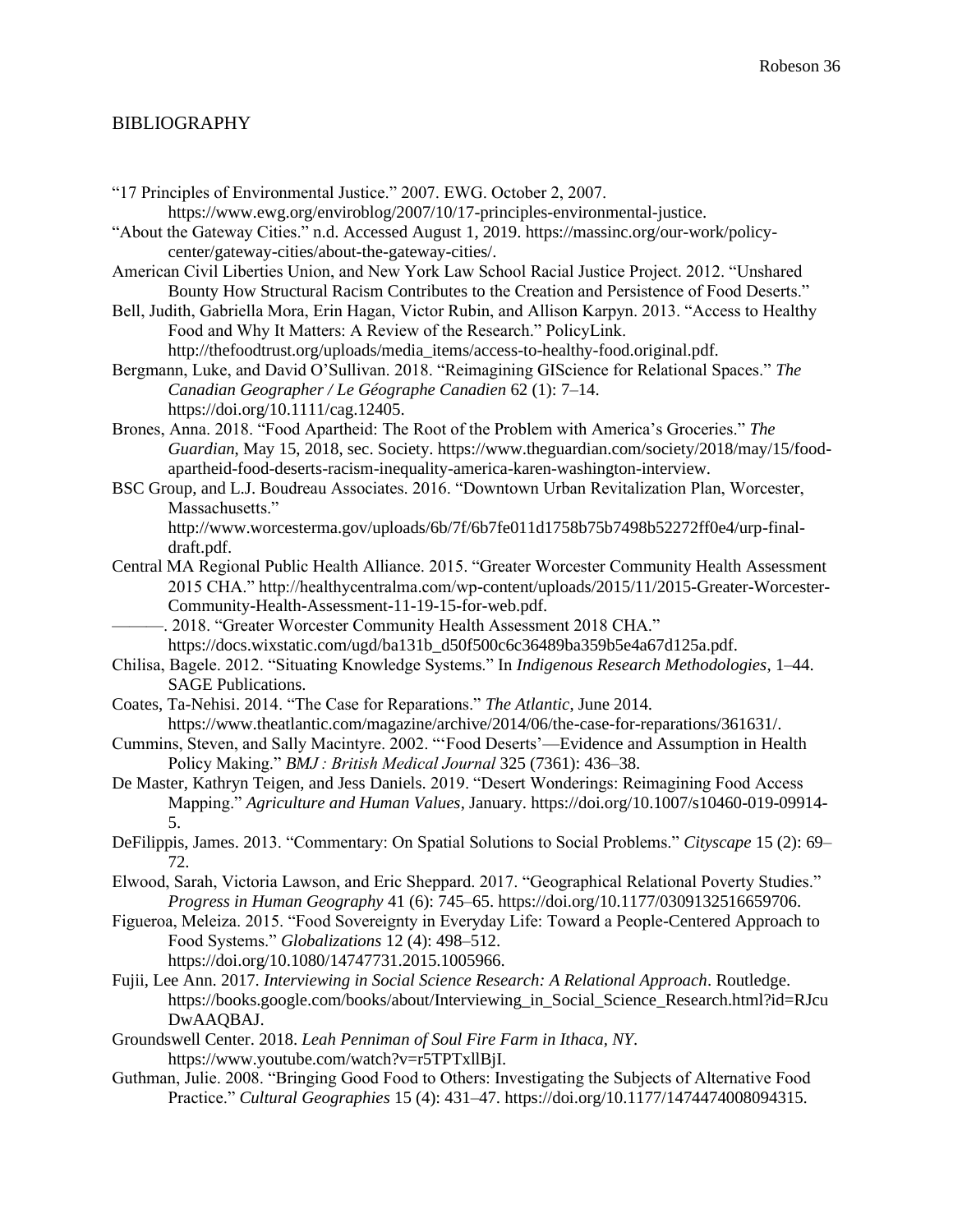## BIBLIOGRAPHY

"17 Principles of Environmental Justice." 2007. EWG. October 2, 2007. https://www.ewg.org/enviroblog/2007/10/17-principles-environmental-justice.

"About the Gateway Cities." n.d. Accessed August 1, 2019. https://massinc.org/our-work/policy-center/gateway-cities/about-the-gateway-cities/.

American Civil Liberties Union, and New York Law School Racial Justice Project. 2012. "Unshared Bounty How Structural Racism Contributes to the Creation and Persistence of Food Deserts."

Bell, Judith, Gabriella Mora, Erin Hagan, Victor Rubin, and Allison Karpyn. 2013. "Access to Healthy Food and Why It Matters: A Review of the Research." PolicyLink. http://thefoodtrust.org/uploads/media_items/access-to-healthy-food.original.pdf.

Bergmann, Luke, and David O'Sullivan. 2018. "Reimagining GIScience for Relational Spaces." *The Canadian Geographer / Le Géographe Canadien* 62 (1): 7–14. https://doi.org/10.1111/cag.12405.

Brones, Anna. 2018. "Food Apartheid: The Root of the Problem with America's Groceries." *The Guardian*, May 15, 2018, sec. Society. https://www.theguardian.com/society/2018/may/15/food-apartheid-food-deserts-racism-inequality-america-karen-washington-interview.

BSC Group, and L.J. Boudreau Associates. 2016. "Downtown Urban Revitalization Plan, Worcester, Massachusetts." http://www.worcesterma.gov/uploads/6b/7f/6b7fe011d1758b75b7498b52272ff0e4/urp-final-draft.pdf.

Central MA Regional Public Health Alliance. 2015. "Greater Worcester Community Health Assessment 2015 CHA." http://healthycentralma.com/wp-content/uploads/2015/11/2015-Greater-Worcester-Community-Health-Assessment-11-19-15-for-web.pdf.

———. 2018. "Greater Worcester Community Health Assessment 2018 CHA." https://docs.wixstatic.com/ugd/ba131b_d50f500c6c36489ba359b5e4a67d125a.pdf.

Chilisa, Bagele. 2012. "Situating Knowledge Systems." In *Indigenous Research Methodologies*, 1–44. SAGE Publications.

Coates, Ta-Nehisi. 2014. "The Case for Reparations." *The Atlantic*, June 2014. https://www.theatlantic.com/magazine/archive/2014/06/the-case-for-reparations/361631/.

Cummins, Steven, and Sally Macintyre. 2002. "'Food Deserts'—Evidence and Assumption in Health Policy Making." *BMJ : British Medical Journal* 325 (7361): 436–38.

De Master, Kathryn Teigen, and Jess Daniels. 2019. "Desert Wonderings: Reimagining Food Access Mapping." *Agriculture and Human Values*, January. https://doi.org/10.1007/s10460-019-09914-5.

DeFilippis, James. 2013. "Commentary: On Spatial Solutions to Social Problems." *Cityscape* 15 (2): 69–72.

Elwood, Sarah, Victoria Lawson, and Eric Sheppard. 2017. "Geographical Relational Poverty Studies." *Progress in Human Geography* 41 (6): 745–65. https://doi.org/10.1177/0309132516659706.

Figueroa, Meleiza. 2015. "Food Sovereignty in Everyday Life: Toward a People-Centered Approach to Food Systems." *Globalizations* 12 (4): 498–512. https://doi.org/10.1080/14747731.2015.1005966.

Fujii, Lee Ann. 2017. *Interviewing in Social Science Research: A Relational Approach*. Routledge. https://books.google.com/books/about/Interviewing_in_Social_Science_Research.html?id=RJcuDwAAQBAJ.

Groundswell Center. 2018. *Leah Penniman of Soul Fire Farm in Ithaca, NY*. https://www.youtube.com/watch?v=r5TPTxllBjI.

Guthman, Julie. 2008. "Bringing Good Food to Others: Investigating the Subjects of Alternative Food Practice." *Cultural Geographies* 15 (4): 431–47. https://doi.org/10.1177/1474474008094315.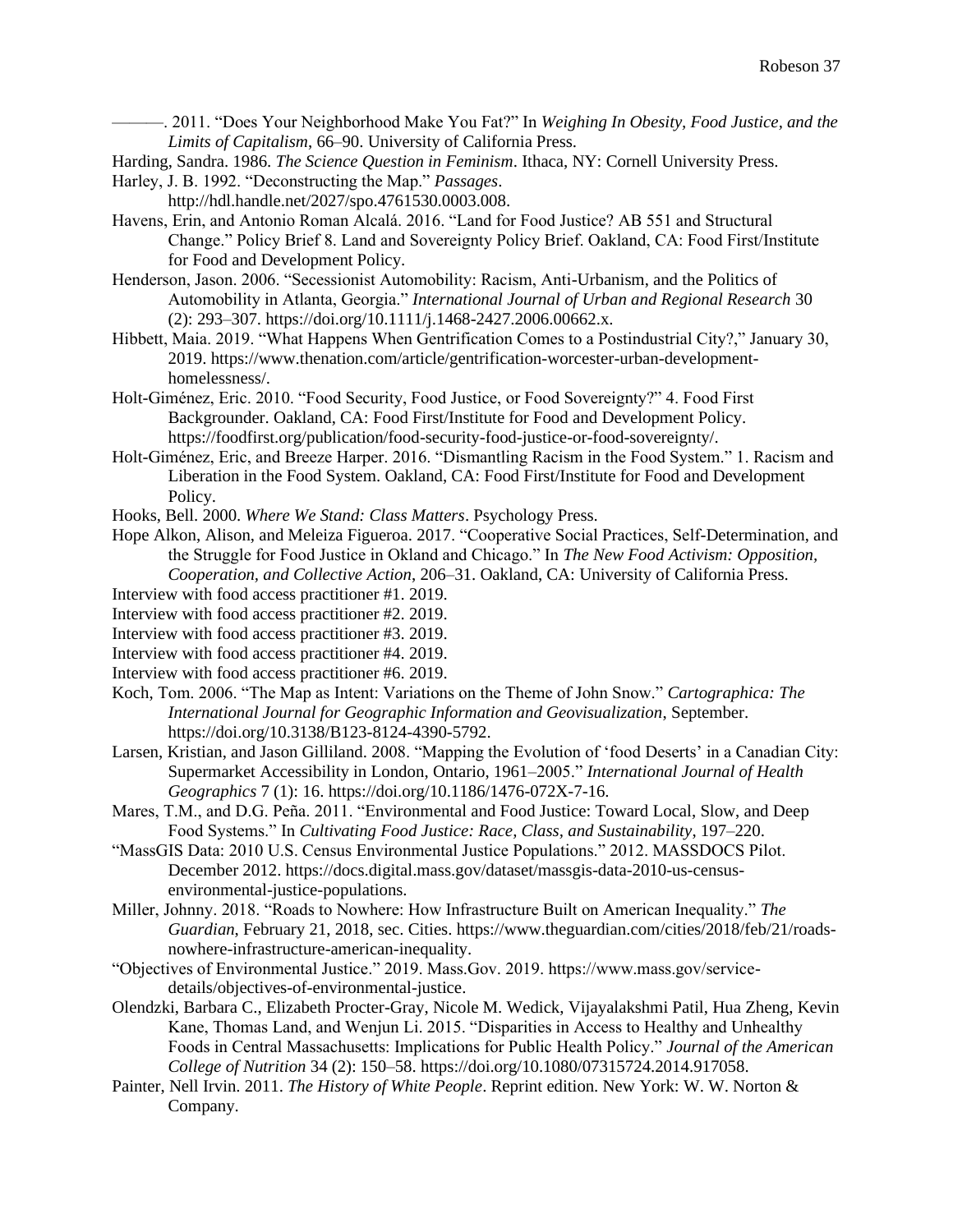———. 2011. "Does Your Neighborhood Make You Fat?" In *Weighing In Obesity, Food Justice, and the Limits of Capitalism*, 66–90. University of California Press.

Harding, Sandra. 1986. *The Science Question in Feminism*. Ithaca, NY: Cornell University Press.

Harley, J. B. 1992. "Deconstructing the Map." *Passages*. http://hdl.handle.net/2027/spo.4761530.0003.008.

Havens, Erin, and Antonio Roman Alcalá. 2016. "Land for Food Justice? AB 551 and Structural Change." Policy Brief 8. Land and Sovereignty Policy Brief. Oakland, CA: Food First/Institute for Food and Development Policy.

Henderson, Jason. 2006. "Secessionist Automobility: Racism, Anti-Urbanism, and the Politics of Automobility in Atlanta, Georgia." *International Journal of Urban and Regional Research* 30 (2): 293–307. https://doi.org/10.1111/j.1468-2427.2006.00662.x.

Hibbett, Maia. 2019. "What Happens When Gentrification Comes to a Postindustrial City?," January 30, 2019. https://www.thenation.com/article/gentrification-worcester-urban-development-homelessness/.

Holt-Giménez, Eric. 2010. "Food Security, Food Justice, or Food Sovereignty?" 4. Food First Backgrounder. Oakland, CA: Food First/Institute for Food and Development Policy. https://foodfirst.org/publication/food-security-food-justice-or-food-sovereignty/.

Holt-Giménez, Eric, and Breeze Harper. 2016. "Dismantling Racism in the Food System." 1. Racism and Liberation in the Food System. Oakland, CA: Food First/Institute for Food and Development Policy.

Hooks, Bell. 2000. *Where We Stand: Class Matters*. Psychology Press.

Hope Alkon, Alison, and Meleiza Figueroa. 2017. "Cooperative Social Practices, Self-Determination, and the Struggle for Food Justice in Okland and Chicago." In *The New Food Activism: Opposition, Cooperation, and Collective Action*, 206–31. Oakland, CA: University of California Press.

Interview with food access practitioner #1. 2019.

Interview with food access practitioner #2. 2019.

Interview with food access practitioner #3. 2019.

Interview with food access practitioner #4. 2019.

Interview with food access practitioner #6. 2019.

Koch, Tom. 2006. "The Map as Intent: Variations on the Theme of John Snow." *Cartographica: The International Journal for Geographic Information and Geovisualization*, September. https://doi.org/10.3138/B123-8124-4390-5792.

Larsen, Kristian, and Jason Gilliland. 2008. "Mapping the Evolution of 'food Deserts' in a Canadian City: Supermarket Accessibility in London, Ontario, 1961–2005." *International Journal of Health Geographics* 7 (1): 16. https://doi.org/10.1186/1476-072X-7-16.

Mares, T.M., and D.G. Peña. 2011. "Environmental and Food Justice: Toward Local, Slow, and Deep Food Systems." In *Cultivating Food Justice: Race, Class, and Sustainability*, 197–220.

"MassGIS Data: 2010 U.S. Census Environmental Justice Populations." 2012. MASSDOCS Pilot. December 2012. https://docs.digital.mass.gov/dataset/massgis-data-2010-us-census-environmental-justice-populations.

Miller, Johnny. 2018. "Roads to Nowhere: How Infrastructure Built on American Inequality." *The Guardian*, February 21, 2018, sec. Cities. https://www.theguardian.com/cities/2018/feb/21/roads-nowhere-infrastructure-american-inequality.

"Objectives of Environmental Justice." 2019. Mass.Gov. 2019. https://www.mass.gov/service-details/objectives-of-environmental-justice.

Olendzki, Barbara C., Elizabeth Procter-Gray, Nicole M. Wedick, Vijayalakshmi Patil, Hua Zheng, Kevin Kane, Thomas Land, and Wenjun Li. 2015. "Disparities in Access to Healthy and Unhealthy Foods in Central Massachusetts: Implications for Public Health Policy." *Journal of the American College of Nutrition* 34 (2): 150–58. https://doi.org/10.1080/07315724.2014.917058.

Painter, Nell Irvin. 2011. *The History of White People*. Reprint edition. New York: W. W. Norton & Company.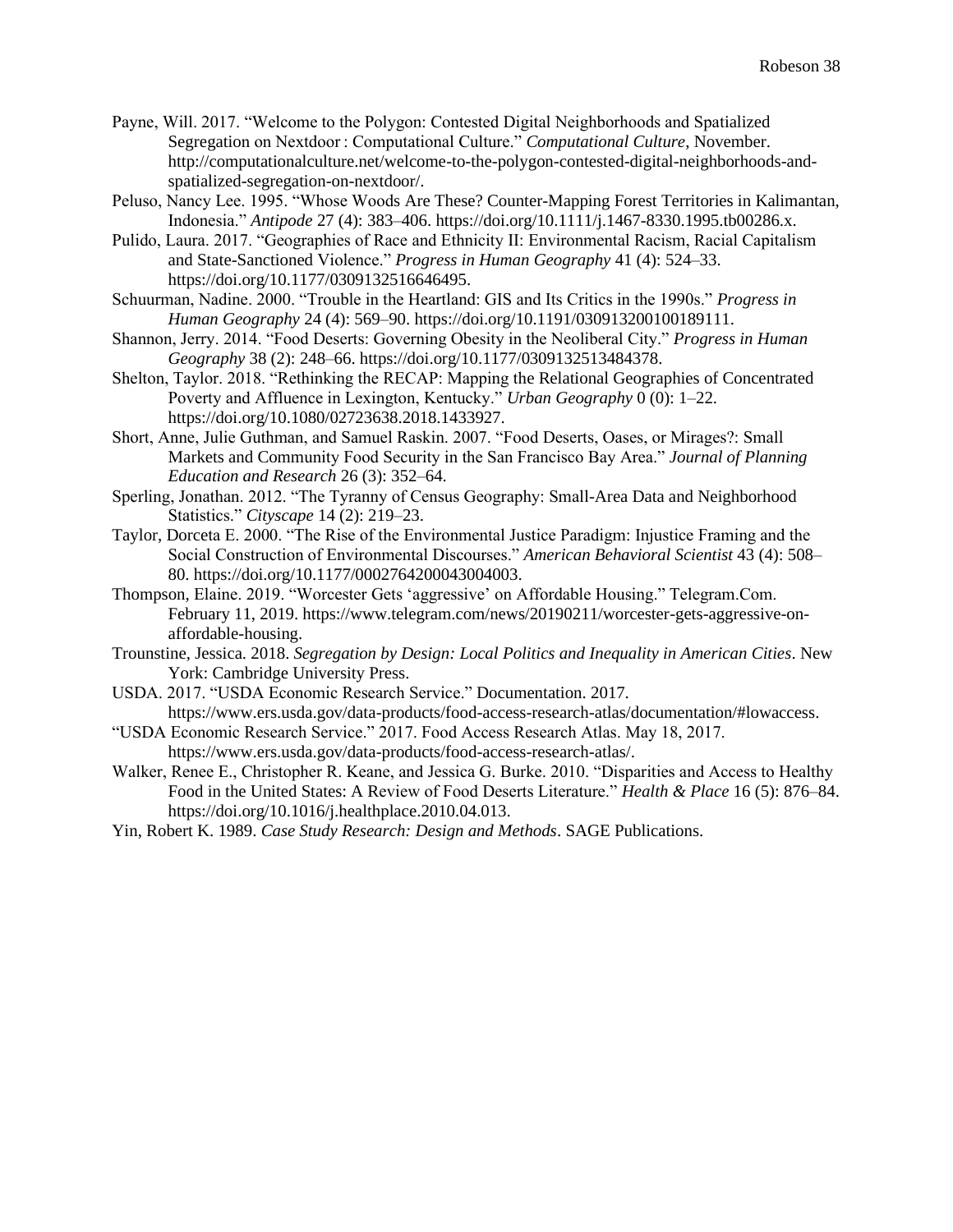Payne, Will. 2017. "Welcome to the Polygon: Contested Digital Neighborhoods and Spatialized Segregation on Nextdoor : Computational Culture." *Computational Culture*, November. http://computationalculture.net/welcome-to-the-polygon-contested-digital-neighborhoods-and-spatialized-segregation-on-nextdoor/.

Peluso, Nancy Lee. 1995. "Whose Woods Are These? Counter-Mapping Forest Territories in Kalimantan, Indonesia." *Antipode* 27 (4): 383–406. https://doi.org/10.1111/j.1467-8330.1995.tb00286.x.

Pulido, Laura. 2017. "Geographies of Race and Ethnicity II: Environmental Racism, Racial Capitalism and State-Sanctioned Violence." *Progress in Human Geography* 41 (4): 524–33. https://doi.org/10.1177/0309132516646495.

Schuurman, Nadine. 2000. "Trouble in the Heartland: GIS and Its Critics in the 1990s." *Progress in Human Geography* 24 (4): 569–90. https://doi.org/10.1191/030913200100189111.

Shannon, Jerry. 2014. "Food Deserts: Governing Obesity in the Neoliberal City." *Progress in Human Geography* 38 (2): 248–66. https://doi.org/10.1177/0309132513484378.

Shelton, Taylor. 2018. "Rethinking the RECAP: Mapping the Relational Geographies of Concentrated Poverty and Affluence in Lexington, Kentucky." *Urban Geography* 0 (0): 1–22. https://doi.org/10.1080/02723638.2018.1433927.

Short, Anne, Julie Guthman, and Samuel Raskin. 2007. "Food Deserts, Oases, or Mirages?: Small Markets and Community Food Security in the San Francisco Bay Area." *Journal of Planning Education and Research* 26 (3): 352–64.

Sperling, Jonathan. 2012. "The Tyranny of Census Geography: Small-Area Data and Neighborhood Statistics." *Cityscape* 14 (2): 219–23.

Taylor, Dorceta E. 2000. "The Rise of the Environmental Justice Paradigm: Injustice Framing and the Social Construction of Environmental Discourses." *American Behavioral Scientist* 43 (4): 508–80. https://doi.org/10.1177/0002764200043004003.

Thompson, Elaine. 2019. "Worcester Gets 'aggressive' on Affordable Housing." Telegram.Com. February 11, 2019. https://www.telegram.com/news/20190211/worcester-gets-aggressive-on-affordable-housing.

Trounstine, Jessica. 2018. *Segregation by Design: Local Politics and Inequality in American Cities*. New York: Cambridge University Press.

USDA. 2017. "USDA Economic Research Service." Documentation. 2017. https://www.ers.usda.gov/data-products/food-access-research-atlas/documentation/#lowaccess.

"USDA Economic Research Service." 2017. Food Access Research Atlas. May 18, 2017. https://www.ers.usda.gov/data-products/food-access-research-atlas/.

Walker, Renee E., Christopher R. Keane, and Jessica G. Burke. 2010. "Disparities and Access to Healthy Food in the United States: A Review of Food Deserts Literature." *Health & Place* 16 (5): 876–84. https://doi.org/10.1016/j.healthplace.2010.04.013.

Yin, Robert K. 1989. *Case Study Research: Design and Methods*. SAGE Publications.